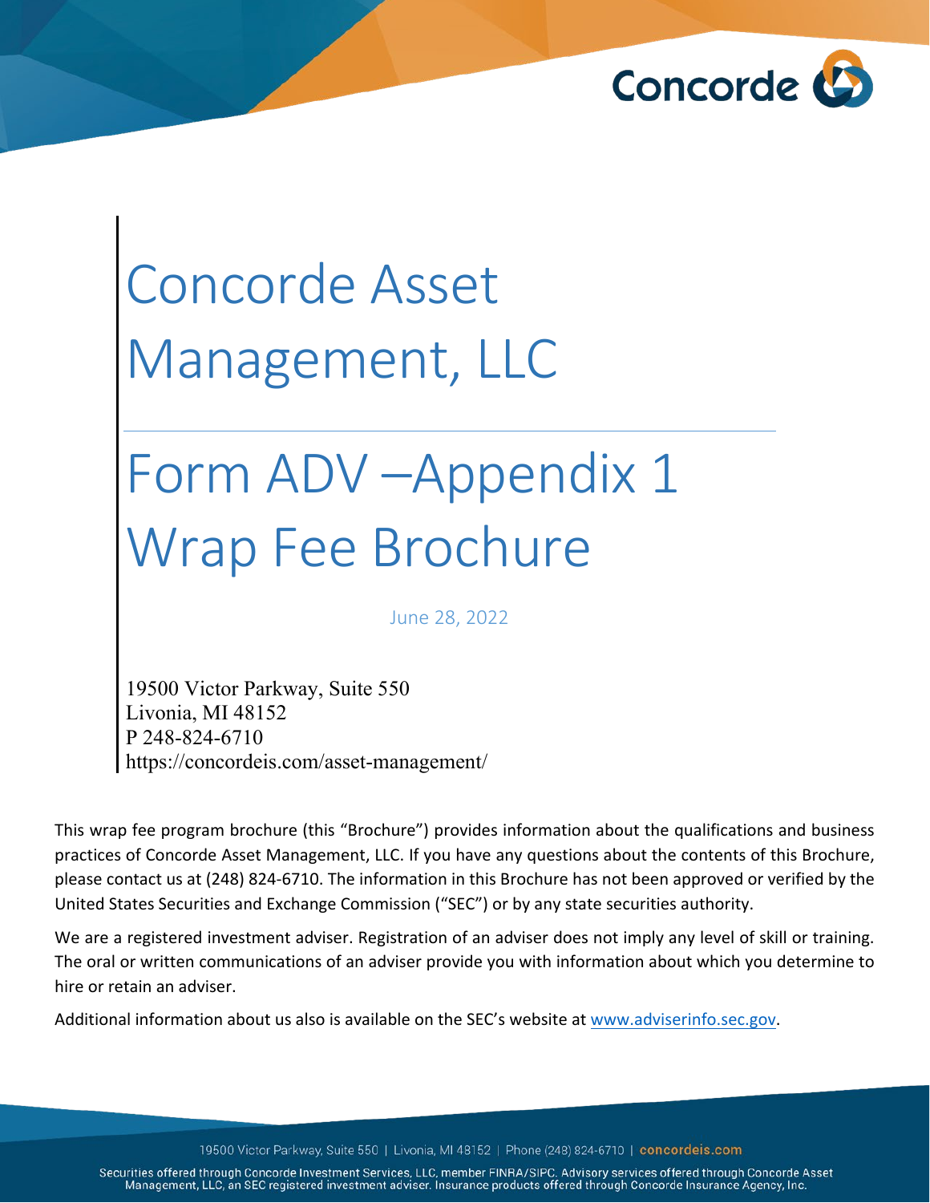# Concorde Asset Management, LLC

# Form ADV –Appendix 1 Wrap Fee Brochure

June 28, 2022

19500 Victor Parkway, Suite 550
Livonia, MI 48152
P 248-824-6710
https://concordeis.com/asset-management/

This wrap fee program brochure (this "Brochure") provides information about the qualifications and business practices of Concorde Asset Management, LLC. If you have any questions about the contents of this Brochure, please contact us at (248) 824-6710. The information in this Brochure has not been approved or verified by the United States Securities and Exchange Commission ("SEC") or by any state securities authority.

We are a registered investment adviser. Registration of an adviser does not imply any level of skill or training. The oral or written communications of an adviser provide you with information about which you determine to hire or retain an adviser.

Additional information about us also is available on the SEC's website at www.adviserinfo.sec.gov.

Securities offered through Concorde Investment Services, LLC, member FINRA/SIPC. Advisory services offered through Concorde Asset Management, LLC, an SEC registered investment adviser. Insurance products offered through Concorde Insurance Agency, Inc.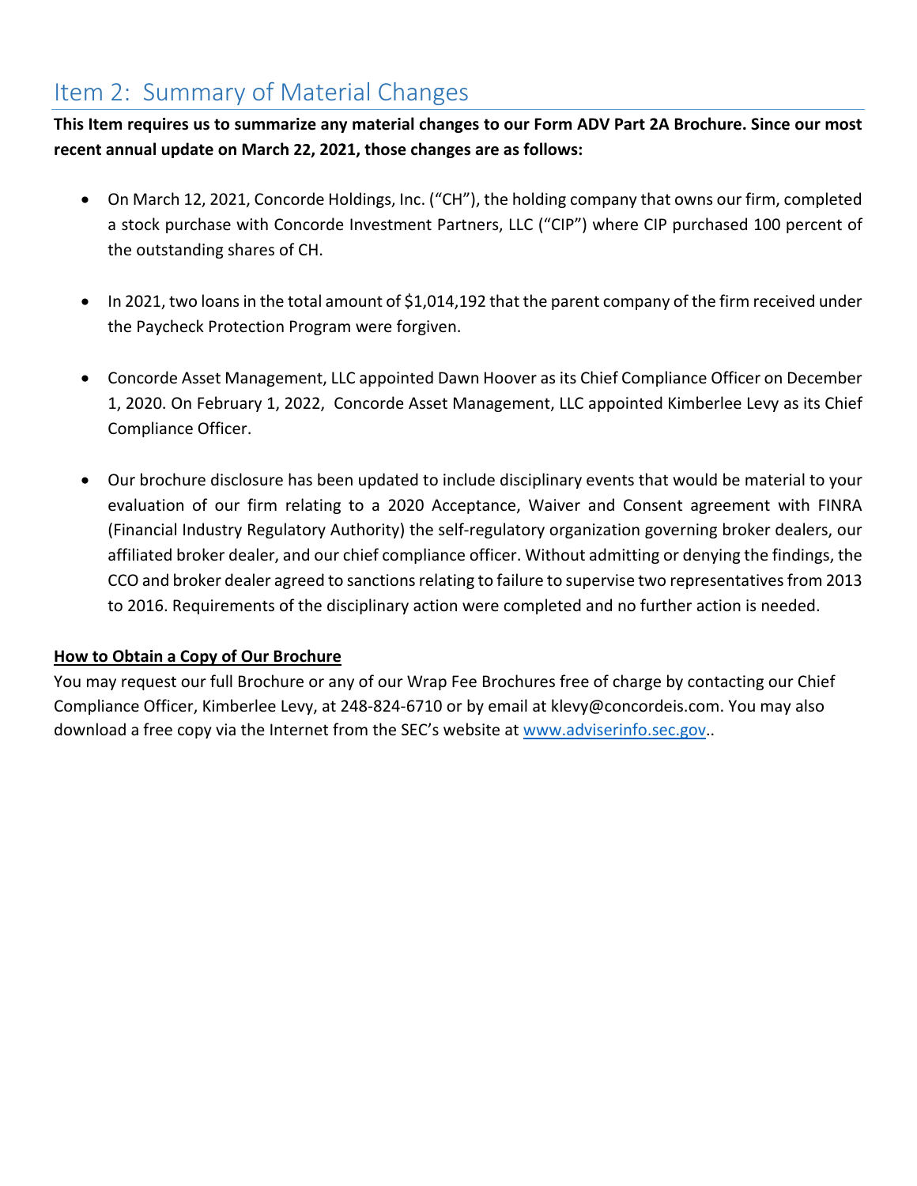# Item 2: Summary of Material Changes

**This Item requires us to summarize any material changes to our Form ADV Part 2A Brochure. Since our most recent annual update on March 22, 2021, those changes are as follows:**

- On March 12, 2021, Concorde Holdings, Inc. ("CH"), the holding company that owns our firm, completed a stock purchase with Concorde Investment Partners, LLC ("CIP") where CIP purchased 100 percent of the outstanding shares of CH.

- In 2021, two loans in the total amount of $1,014,192 that the parent company of the firm received under the Paycheck Protection Program were forgiven.

- Concorde Asset Management, LLC appointed Dawn Hoover as its Chief Compliance Officer on December 1, 2020. On February 1, 2022, Concorde Asset Management, LLC appointed Kimberlee Levy as its Chief Compliance Officer.

- Our brochure disclosure has been updated to include disciplinary events that would be material to your evaluation of our firm relating to a 2020 Acceptance, Waiver and Consent agreement with FINRA (Financial Industry Regulatory Authority) the self-regulatory organization governing broker dealers, our affiliated broker dealer, and our chief compliance officer. Without admitting or denying the findings, the CCO and broker dealer agreed to sanctions relating to failure to supervise two representatives from 2013 to 2016. Requirements of the disciplinary action were completed and no further action is needed.

**How to Obtain a Copy of Our Brochure**

You may request our full Brochure or any of our Wrap Fee Brochures free of charge by contacting our Chief Compliance Officer, Kimberlee Levy, at 248-824-6710 or by email at klevy@concordeis.com. You may also download a free copy via the Internet from the SEC's website at www.adviserinfo.sec.gov..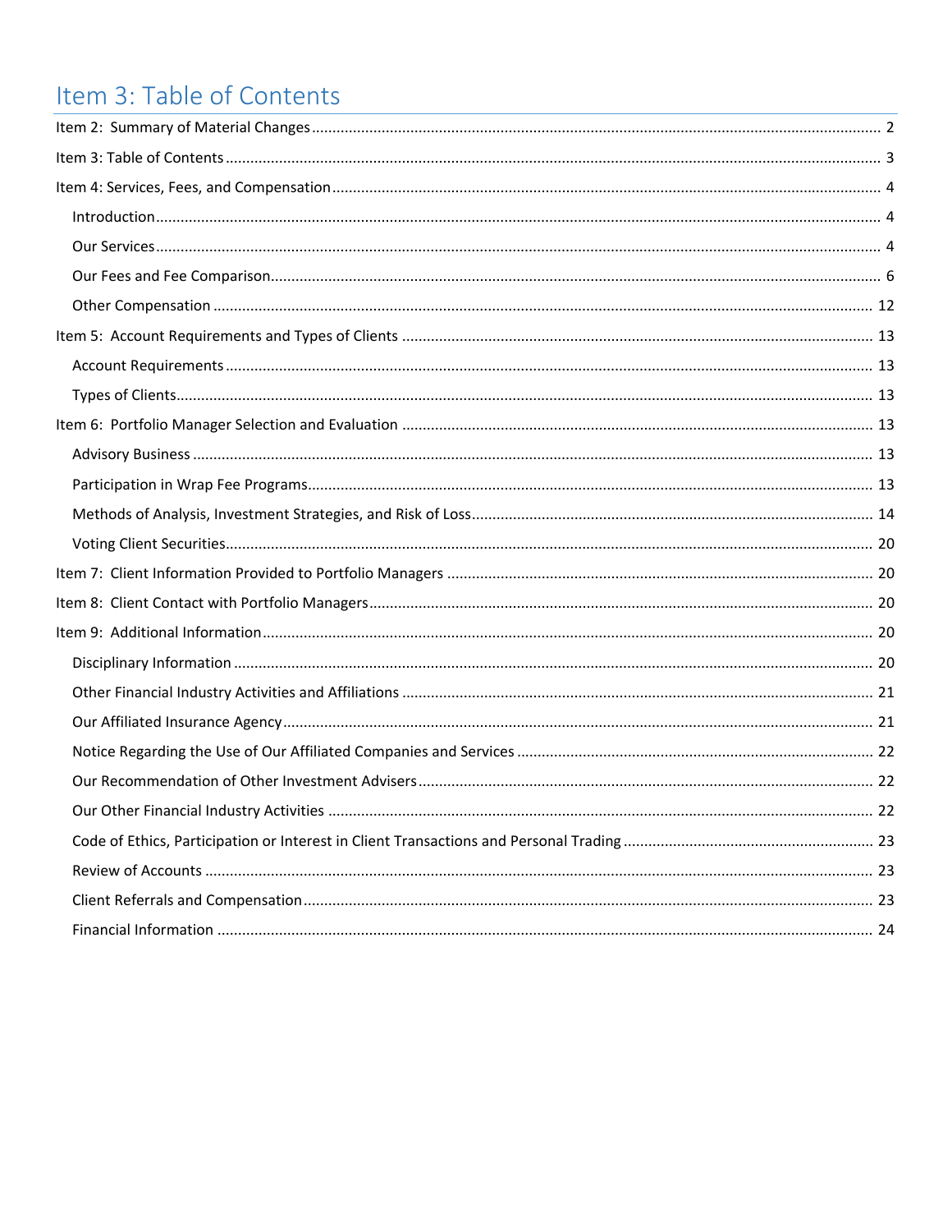# Item 3: Table of Contents

Item 2: Summary of Material Changes ..... 2

Item 3: Table of Contents ..... 3

Item 4: Services, Fees, and Compensation ..... 4

- Introduction ..... 4
- Our Services ..... 4
- Our Fees and Fee Comparison ..... 6
- Other Compensation ..... 12

Item 5: Account Requirements and Types of Clients ..... 13

- Account Requirements ..... 13
- Types of Clients ..... 13

Item 6: Portfolio Manager Selection and Evaluation ..... 13

- Advisory Business ..... 13
- Participation in Wrap Fee Programs ..... 13
- Methods of Analysis, Investment Strategies, and Risk of Loss ..... 14
- Voting Client Securities ..... 20

Item 7: Client Information Provided to Portfolio Managers ..... 20

Item 8: Client Contact with Portfolio Managers ..... 20

Item 9: Additional Information ..... 20

- Disciplinary Information ..... 20
- Other Financial Industry Activities and Affiliations ..... 21
- Our Affiliated Insurance Agency ..... 21
- Notice Regarding the Use of Our Affiliated Companies and Services ..... 22
- Our Recommendation of Other Investment Advisers ..... 22
- Our Other Financial Industry Activities ..... 22
- Code of Ethics, Participation or Interest in Client Transactions and Personal Trading ..... 23
- Review of Accounts ..... 23
- Client Referrals and Compensation ..... 23
- Financial Information ..... 24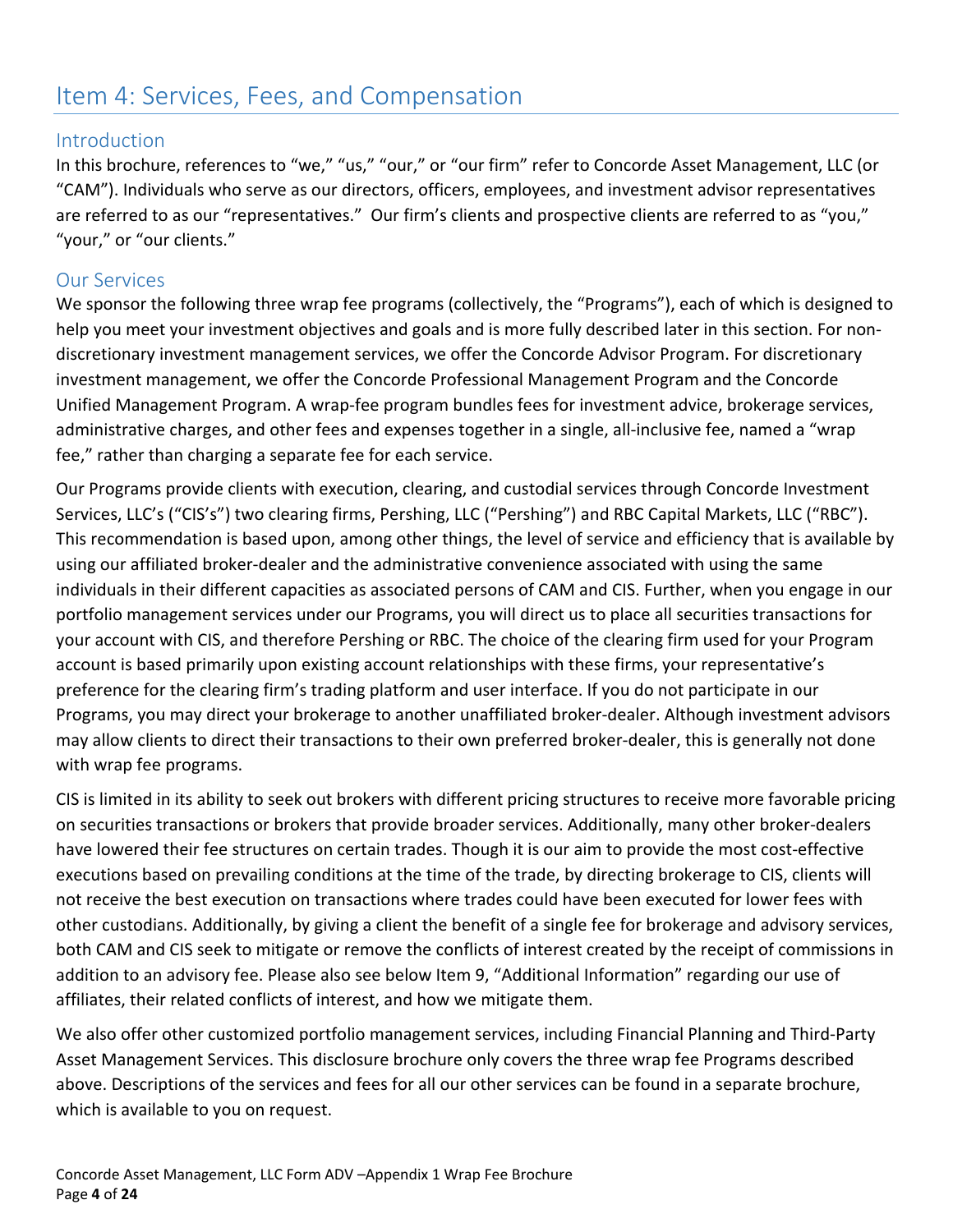# Item 4: Services, Fees, and Compensation

## Introduction

In this brochure, references to “we,” “us,” “our,” or “our firm” refer to Concorde Asset Management, LLC (or “CAM”). Individuals who serve as our directors, officers, employees, and investment advisor representatives are referred to as our “representatives.” Our firm’s clients and prospective clients are referred to as “you,” “your,” or “our clients.”

## Our Services

We sponsor the following three wrap fee programs (collectively, the “Programs”), each of which is designed to help you meet your investment objectives and goals and is more fully described later in this section. For non-discretionary investment management services, we offer the Concorde Advisor Program. For discretionary investment management, we offer the Concorde Professional Management Program and the Concorde Unified Management Program. A wrap-fee program bundles fees for investment advice, brokerage services, administrative charges, and other fees and expenses together in a single, all-inclusive fee, named a “wrap fee,” rather than charging a separate fee for each service.

Our Programs provide clients with execution, clearing, and custodial services through Concorde Investment Services, LLC’s (“CIS’s”) two clearing firms, Pershing, LLC (“Pershing”) and RBC Capital Markets, LLC (“RBC”). This recommendation is based upon, among other things, the level of service and efficiency that is available by using our affiliated broker-dealer and the administrative convenience associated with using the same individuals in their different capacities as associated persons of CAM and CIS. Further, when you engage in our portfolio management services under our Programs, you will direct us to place all securities transactions for your account with CIS, and therefore Pershing or RBC. The choice of the clearing firm used for your Program account is based primarily upon existing account relationships with these firms, your representative’s preference for the clearing firm’s trading platform and user interface. If you do not participate in our Programs, you may direct your brokerage to another unaffiliated broker-dealer. Although investment advisors may allow clients to direct their transactions to their own preferred broker-dealer, this is generally not done with wrap fee programs.

CIS is limited in its ability to seek out brokers with different pricing structures to receive more favorable pricing on securities transactions or brokers that provide broader services. Additionally, many other broker-dealers have lowered their fee structures on certain trades. Though it is our aim to provide the most cost-effective executions based on prevailing conditions at the time of the trade, by directing brokerage to CIS, clients will not receive the best execution on transactions where trades could have been executed for lower fees with other custodians. Additionally, by giving a client the benefit of a single fee for brokerage and advisory services, both CAM and CIS seek to mitigate or remove the conflicts of interest created by the receipt of commissions in addition to an advisory fee. Please also see below Item 9, “Additional Information” regarding our use of affiliates, their related conflicts of interest, and how we mitigate them.

We also offer other customized portfolio management services, including Financial Planning and Third-Party Asset Management Services. This disclosure brochure only covers the three wrap fee Programs described above. Descriptions of the services and fees for all our other services can be found in a separate brochure, which is available to you on request.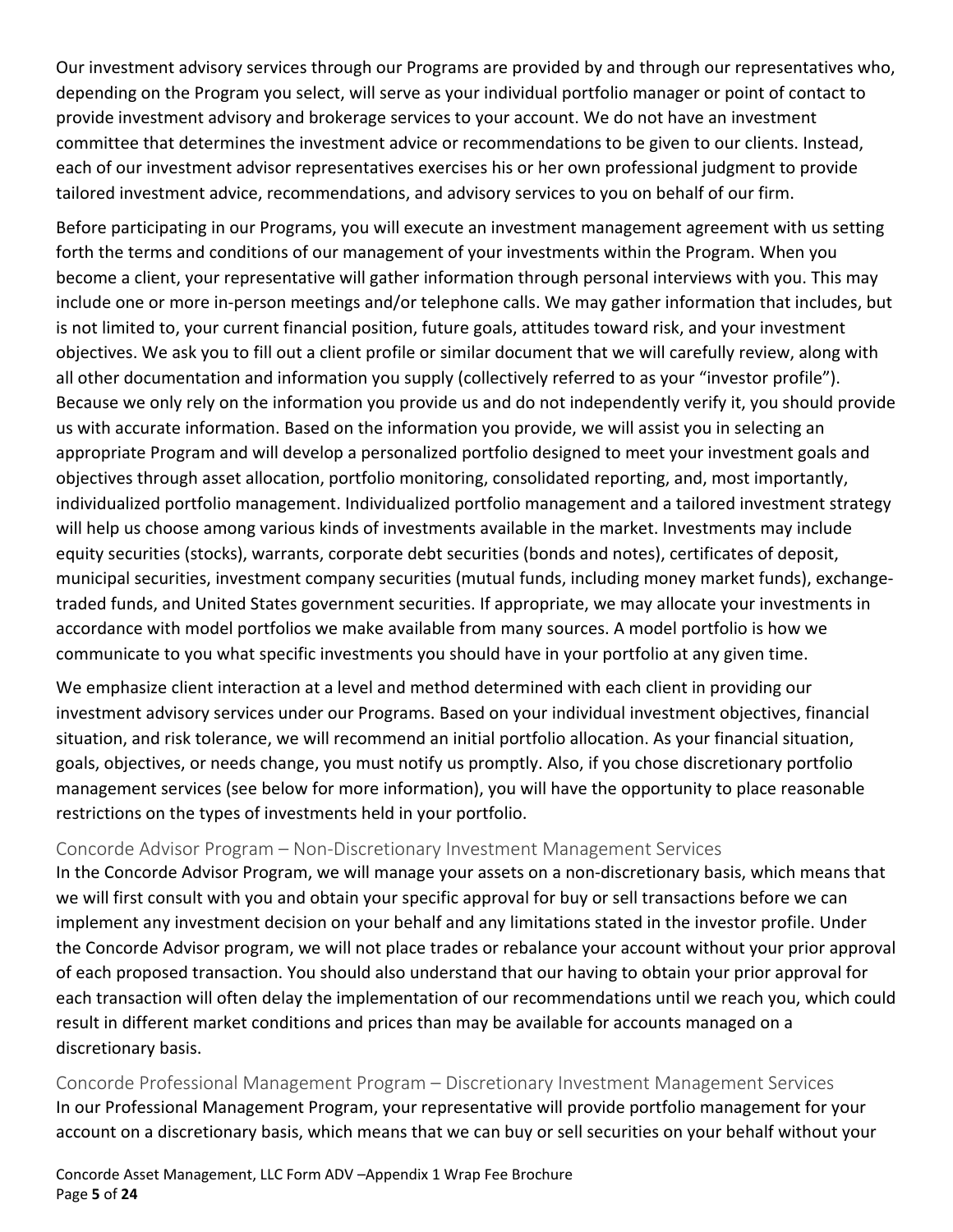Our investment advisory services through our Programs are provided by and through our representatives who, depending on the Program you select, will serve as your individual portfolio manager or point of contact to provide investment advisory and brokerage services to your account. We do not have an investment committee that determines the investment advice or recommendations to be given to our clients. Instead, each of our investment advisor representatives exercises his or her own professional judgment to provide tailored investment advice, recommendations, and advisory services to you on behalf of our firm.

Before participating in our Programs, you will execute an investment management agreement with us setting forth the terms and conditions of our management of your investments within the Program. When you become a client, your representative will gather information through personal interviews with you. This may include one or more in-person meetings and/or telephone calls. We may gather information that includes, but is not limited to, your current financial position, future goals, attitudes toward risk, and your investment objectives. We ask you to fill out a client profile or similar document that we will carefully review, along with all other documentation and information you supply (collectively referred to as your "investor profile"). Because we only rely on the information you provide us and do not independently verify it, you should provide us with accurate information. Based on the information you provide, we will assist you in selecting an appropriate Program and will develop a personalized portfolio designed to meet your investment goals and objectives through asset allocation, portfolio monitoring, consolidated reporting, and, most importantly, individualized portfolio management. Individualized portfolio management and a tailored investment strategy will help us choose among various kinds of investments available in the market. Investments may include equity securities (stocks), warrants, corporate debt securities (bonds and notes), certificates of deposit, municipal securities, investment company securities (mutual funds, including money market funds), exchange-traded funds, and United States government securities. If appropriate, we may allocate your investments in accordance with model portfolios we make available from many sources. A model portfolio is how we communicate to you what specific investments you should have in your portfolio at any given time.

We emphasize client interaction at a level and method determined with each client in providing our investment advisory services under our Programs. Based on your individual investment objectives, financial situation, and risk tolerance, we will recommend an initial portfolio allocation. As your financial situation, goals, objectives, or needs change, you must notify us promptly. Also, if you chose discretionary portfolio management services (see below for more information), you will have the opportunity to place reasonable restrictions on the types of investments held in your portfolio.

### Concorde Advisor Program – Non-Discretionary Investment Management Services

In the Concorde Advisor Program, we will manage your assets on a non-discretionary basis, which means that we will first consult with you and obtain your specific approval for buy or sell transactions before we can implement any investment decision on your behalf and any limitations stated in the investor profile. Under the Concorde Advisor program, we will not place trades or rebalance your account without your prior approval of each proposed transaction. You should also understand that our having to obtain your prior approval for each transaction will often delay the implementation of our recommendations until we reach you, which could result in different market conditions and prices than may be available for accounts managed on a discretionary basis.

### Concorde Professional Management Program – Discretionary Investment Management Services

In our Professional Management Program, your representative will provide portfolio management for your account on a discretionary basis, which means that we can buy or sell securities on your behalf without your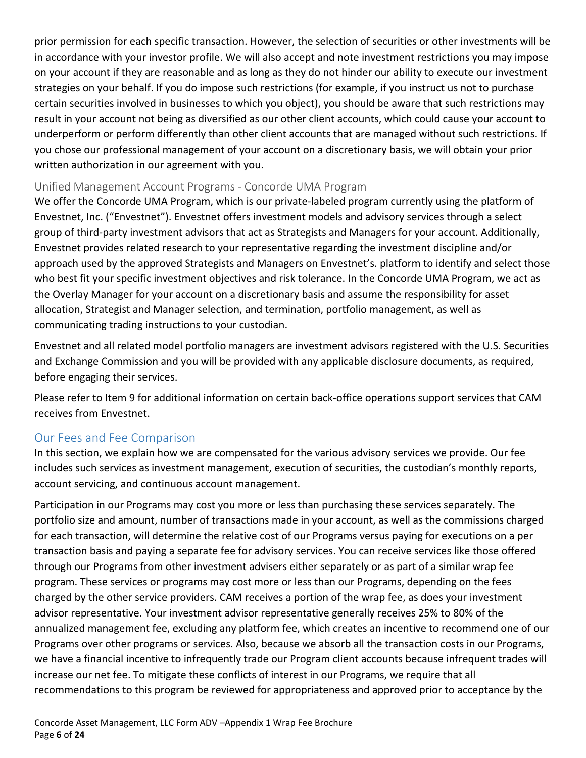prior permission for each specific transaction. However, the selection of securities or other investments will be in accordance with your investor profile. We will also accept and note investment restrictions you may impose on your account if they are reasonable and as long as they do not hinder our ability to execute our investment strategies on your behalf. If you do impose such restrictions (for example, if you instruct us not to purchase certain securities involved in businesses to which you object), you should be aware that such restrictions may result in your account not being as diversified as our other client accounts, which could cause your account to underperform or perform differently than other client accounts that are managed without such restrictions. If you chose our professional management of your account on a discretionary basis, we will obtain your prior written authorization in our agreement with you.

### Unified Management Account Programs - Concorde UMA Program

We offer the Concorde UMA Program, which is our private-labeled program currently using the platform of Envestnet, Inc. ("Envestnet"). Envestnet offers investment models and advisory services through a select group of third-party investment advisors that act as Strategists and Managers for your account. Additionally, Envestnet provides related research to your representative regarding the investment discipline and/or approach used by the approved Strategists and Managers on Envestnet's. platform to identify and select those who best fit your specific investment objectives and risk tolerance. In the Concorde UMA Program, we act as the Overlay Manager for your account on a discretionary basis and assume the responsibility for asset allocation, Strategist and Manager selection, and termination, portfolio management, as well as communicating trading instructions to your custodian.

Envestnet and all related model portfolio managers are investment advisors registered with the U.S. Securities and Exchange Commission and you will be provided with any applicable disclosure documents, as required, before engaging their services.

Please refer to Item 9 for additional information on certain back-office operations support services that CAM receives from Envestnet.

## Our Fees and Fee Comparison

In this section, we explain how we are compensated for the various advisory services we provide. Our fee includes such services as investment management, execution of securities, the custodian's monthly reports, account servicing, and continuous account management.

Participation in our Programs may cost you more or less than purchasing these services separately. The portfolio size and amount, number of transactions made in your account, as well as the commissions charged for each transaction, will determine the relative cost of our Programs versus paying for executions on a per transaction basis and paying a separate fee for advisory services. You can receive services like those offered through our Programs from other investment advisers either separately or as part of a similar wrap fee program. These services or programs may cost more or less than our Programs, depending on the fees charged by the other service providers. CAM receives a portion of the wrap fee, as does your investment advisor representative. Your investment advisor representative generally receives 25% to 80% of the annualized management fee, excluding any platform fee, which creates an incentive to recommend one of our Programs over other programs or services. Also, because we absorb all the transaction costs in our Programs, we have a financial incentive to infrequently trade our Program client accounts because infrequent trades will increase our net fee. To mitigate these conflicts of interest in our Programs, we require that all recommendations to this program be reviewed for appropriateness and approved prior to acceptance by the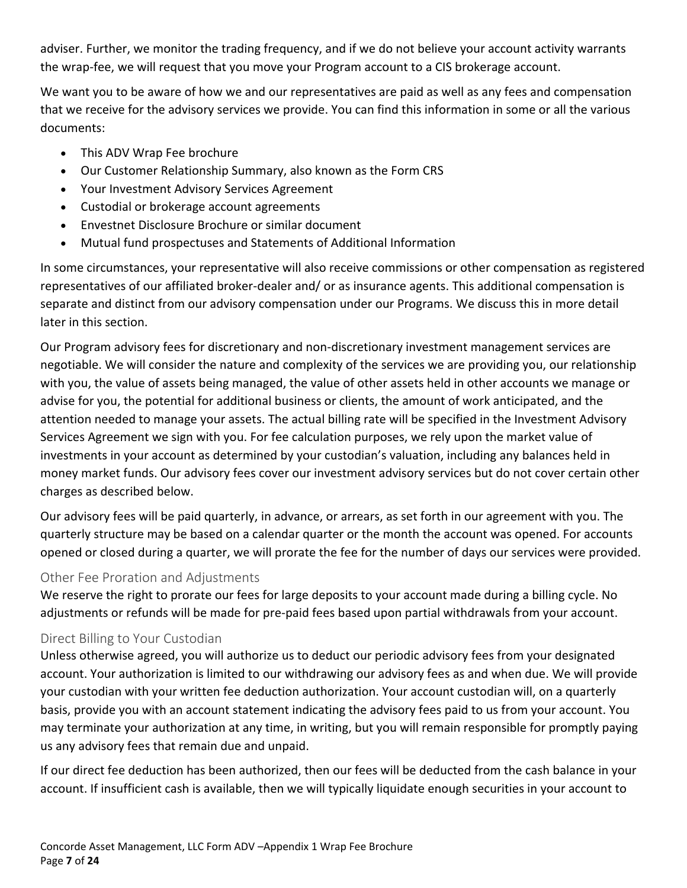adviser. Further, we monitor the trading frequency, and if we do not believe your account activity warrants the wrap-fee, we will request that you move your Program account to a CIS brokerage account.

We want you to be aware of how we and our representatives are paid as well as any fees and compensation that we receive for the advisory services we provide. You can find this information in some or all the various documents:

- This ADV Wrap Fee brochure
- Our Customer Relationship Summary, also known as the Form CRS
- Your Investment Advisory Services Agreement
- Custodial or brokerage account agreements
- Envestnet Disclosure Brochure or similar document
- Mutual fund prospectuses and Statements of Additional Information

In some circumstances, your representative will also receive commissions or other compensation as registered representatives of our affiliated broker-dealer and/ or as insurance agents. This additional compensation is separate and distinct from our advisory compensation under our Programs. We discuss this in more detail later in this section.

Our Program advisory fees for discretionary and non-discretionary investment management services are negotiable. We will consider the nature and complexity of the services we are providing you, our relationship with you, the value of assets being managed, the value of other assets held in other accounts we manage or advise for you, the potential for additional business or clients, the amount of work anticipated, and the attention needed to manage your assets. The actual billing rate will be specified in the Investment Advisory Services Agreement we sign with you. For fee calculation purposes, we rely upon the market value of investments in your account as determined by your custodian's valuation, including any balances held in money market funds. Our advisory fees cover our investment advisory services but do not cover certain other charges as described below.

Our advisory fees will be paid quarterly, in advance, or arrears, as set forth in our agreement with you. The quarterly structure may be based on a calendar quarter or the month the account was opened. For accounts opened or closed during a quarter, we will prorate the fee for the number of days our services were provided.

### Other Fee Proration and Adjustments

We reserve the right to prorate our fees for large deposits to your account made during a billing cycle. No adjustments or refunds will be made for pre-paid fees based upon partial withdrawals from your account.

### Direct Billing to Your Custodian

Unless otherwise agreed, you will authorize us to deduct our periodic advisory fees from your designated account. Your authorization is limited to our withdrawing our advisory fees as and when due. We will provide your custodian with your written fee deduction authorization. Your account custodian will, on a quarterly basis, provide you with an account statement indicating the advisory fees paid to us from your account. You may terminate your authorization at any time, in writing, but you will remain responsible for promptly paying us any advisory fees that remain due and unpaid.

If our direct fee deduction has been authorized, then our fees will be deducted from the cash balance in your account. If insufficient cash is available, then we will typically liquidate enough securities in your account to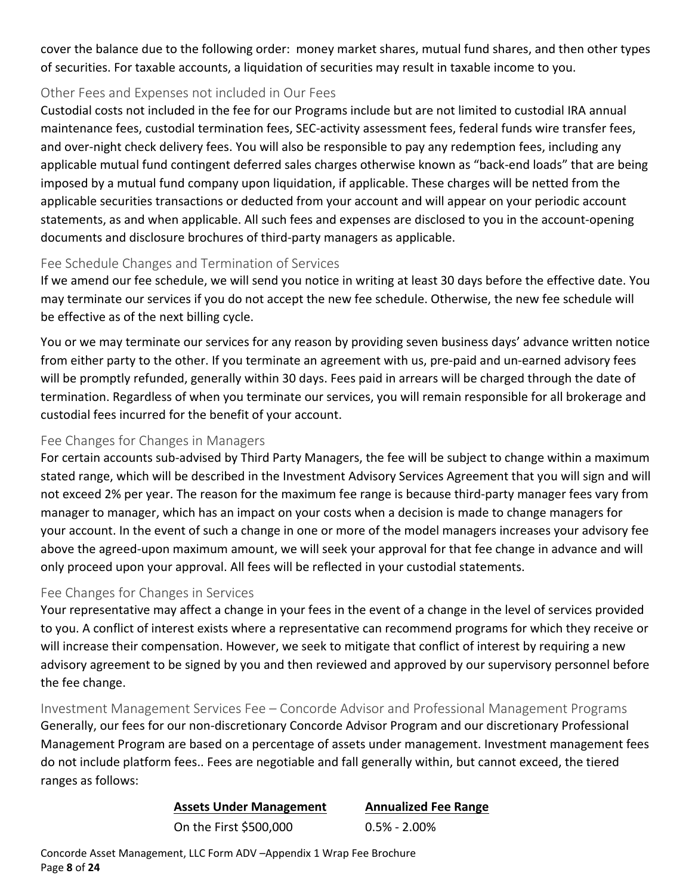cover the balance due to the following order: money market shares, mutual fund shares, and then other types of securities. For taxable accounts, a liquidation of securities may result in taxable income to you.

### Other Fees and Expenses not included in Our Fees

Custodial costs not included in the fee for our Programs include but are not limited to custodial IRA annual maintenance fees, custodial termination fees, SEC-activity assessment fees, federal funds wire transfer fees, and over-night check delivery fees. You will also be responsible to pay any redemption fees, including any applicable mutual fund contingent deferred sales charges otherwise known as "back-end loads" that are being imposed by a mutual fund company upon liquidation, if applicable. These charges will be netted from the applicable securities transactions or deducted from your account and will appear on your periodic account statements, as and when applicable. All such fees and expenses are disclosed to you in the account-opening documents and disclosure brochures of third-party managers as applicable.

### Fee Schedule Changes and Termination of Services

If we amend our fee schedule, we will send you notice in writing at least 30 days before the effective date. You may terminate our services if you do not accept the new fee schedule. Otherwise, the new fee schedule will be effective as of the next billing cycle.

You or we may terminate our services for any reason by providing seven business days' advance written notice from either party to the other. If you terminate an agreement with us, pre-paid and un-earned advisory fees will be promptly refunded, generally within 30 days. Fees paid in arrears will be charged through the date of termination. Regardless of when you terminate our services, you will remain responsible for all brokerage and custodial fees incurred for the benefit of your account.

### Fee Changes for Changes in Managers

For certain accounts sub-advised by Third Party Managers, the fee will be subject to change within a maximum stated range, which will be described in the Investment Advisory Services Agreement that you will sign and will not exceed 2% per year. The reason for the maximum fee range is because third-party manager fees vary from manager to manager, which has an impact on your costs when a decision is made to change managers for your account. In the event of such a change in one or more of the model managers increases your advisory fee above the agreed-upon maximum amount, we will seek your approval for that fee change in advance and will only proceed upon your approval. All fees will be reflected in your custodial statements.

### Fee Changes for Changes in Services

Your representative may affect a change in your fees in the event of a change in the level of services provided to you. A conflict of interest exists where a representative can recommend programs for which they receive or will increase their compensation. However, we seek to mitigate that conflict of interest by requiring a new advisory agreement to be signed by you and then reviewed and approved by our supervisory personnel before the fee change.

### Investment Management Services Fee – Concorde Advisor and Professional Management Programs

Generally, our fees for our non-discretionary Concorde Advisor Program and our discretionary Professional Management Program are based on a percentage of assets under management. Investment management fees do not include platform fees.. Fees are negotiable and fall generally within, but cannot exceed, the tiered ranges as follows:

| Assets Under Management | Annualized Fee Range |
|---|---|
| On the First $500,000 | 0.5% - 2.00% |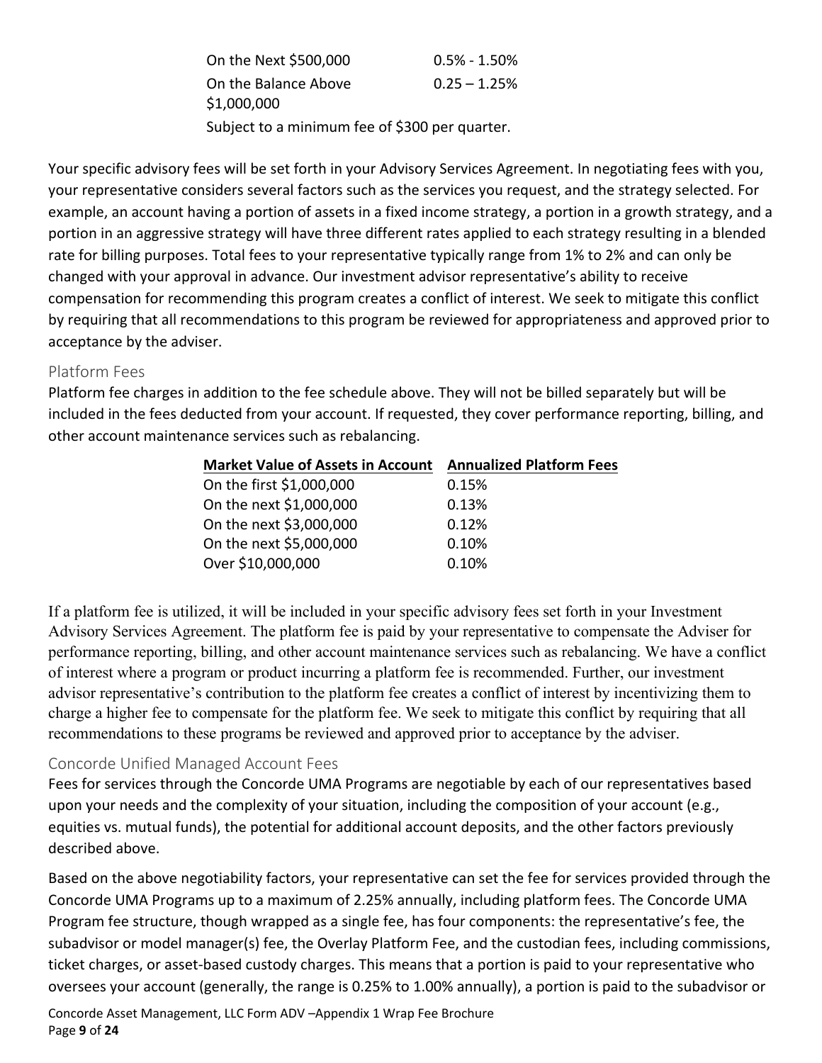| | |
|---|---|
| On the Next $500,000 | 0.5% - 1.50% |
| On the Balance Above $1,000,000 | 0.25 – 1.25% |

Subject to a minimum fee of $300 per quarter.

Your specific advisory fees will be set forth in your Advisory Services Agreement. In negotiating fees with you, your representative considers several factors such as the services you request, and the strategy selected. For example, an account having a portion of assets in a fixed income strategy, a portion in a growth strategy, and a portion in an aggressive strategy will have three different rates applied to each strategy resulting in a blended rate for billing purposes. Total fees to your representative typically range from 1% to 2% and can only be changed with your approval in advance. Our investment advisor representative's ability to receive compensation for recommending this program creates a conflict of interest. We seek to mitigate this conflict by requiring that all recommendations to this program be reviewed for appropriateness and approved prior to acceptance by the adviser.

### Platform Fees

Platform fee charges in addition to the fee schedule above. They will not be billed separately but will be included in the fees deducted from your account. If requested, they cover performance reporting, billing, and other account maintenance services such as rebalancing.

| Market Value of Assets in Account | Annualized Platform Fees |
|---|---|
| On the first $1,000,000 | 0.15% |
| On the next $1,000,000 | 0.13% |
| On the next $3,000,000 | 0.12% |
| On the next $5,000,000 | 0.10% |
| Over $10,000,000 | 0.10% |

If a platform fee is utilized, it will be included in your specific advisory fees set forth in your Investment Advisory Services Agreement. The platform fee is paid by your representative to compensate the Adviser for performance reporting, billing, and other account maintenance services such as rebalancing. We have a conflict of interest where a program or product incurring a platform fee is recommended. Further, our investment advisor representative's contribution to the platform fee creates a conflict of interest by incentivizing them to charge a higher fee to compensate for the platform fee. We seek to mitigate this conflict by requiring that all recommendations to these programs be reviewed and approved prior to acceptance by the adviser.

### Concorde Unified Managed Account Fees

Fees for services through the Concorde UMA Programs are negotiable by each of our representatives based upon your needs and the complexity of your situation, including the composition of your account (e.g., equities vs. mutual funds), the potential for additional account deposits, and the other factors previously described above.

Based on the above negotiability factors, your representative can set the fee for services provided through the Concorde UMA Programs up to a maximum of 2.25% annually, including platform fees. The Concorde UMA Program fee structure, though wrapped as a single fee, has four components: the representative's fee, the subadvisor or model manager(s) fee, the Overlay Platform Fee, and the custodian fees, including commissions, ticket charges, or asset-based custody charges. This means that a portion is paid to your representative who oversees your account (generally, the range is 0.25% to 1.00% annually), a portion is paid to the subadvisor or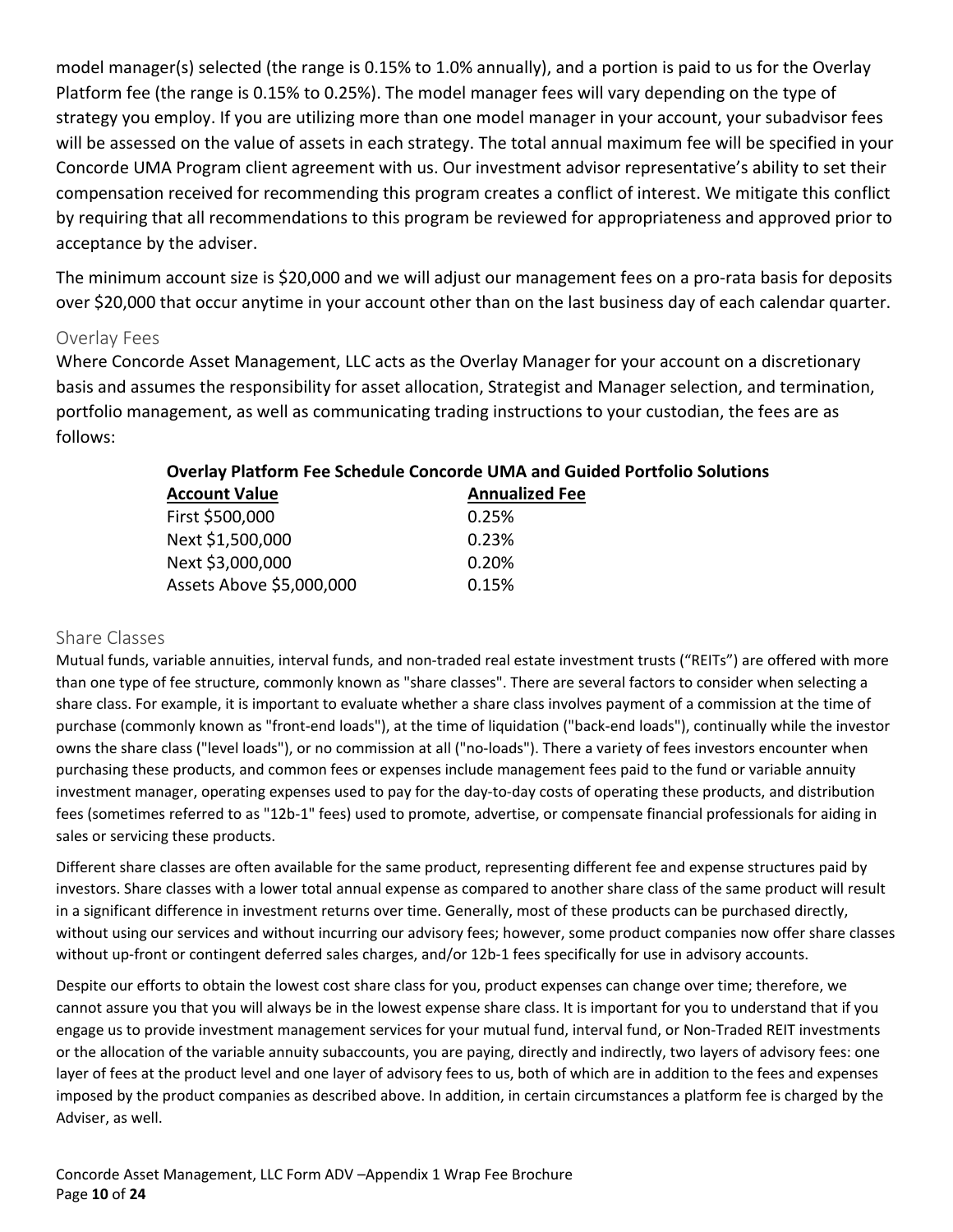model manager(s) selected (the range is 0.15% to 1.0% annually), and a portion is paid to us for the Overlay Platform fee (the range is 0.15% to 0.25%). The model manager fees will vary depending on the type of strategy you employ. If you are utilizing more than one model manager in your account, your subadvisor fees will be assessed on the value of assets in each strategy. The total annual maximum fee will be specified in your Concorde UMA Program client agreement with us. Our investment advisor representative's ability to set their compensation received for recommending this program creates a conflict of interest. We mitigate this conflict by requiring that all recommendations to this program be reviewed for appropriateness and approved prior to acceptance by the adviser.

The minimum account size is $20,000 and we will adjust our management fees on a pro-rata basis for deposits over $20,000 that occur anytime in your account other than on the last business day of each calendar quarter.

## Overlay Fees

Where Concorde Asset Management, LLC acts as the Overlay Manager for your account on a discretionary basis and assumes the responsibility for asset allocation, Strategist and Manager selection, and termination, portfolio management, as well as communicating trading instructions to your custodian, the fees are as follows:

**Overlay Platform Fee Schedule Concorde UMA and Guided Portfolio Solutions**

| Account Value | Annualized Fee |
|---|---|
| First $500,000 | 0.25% |
| Next $1,500,000 | 0.23% |
| Next $3,000,000 | 0.20% |
| Assets Above $5,000,000 | 0.15% |

## Share Classes

Mutual funds, variable annuities, interval funds, and non-traded real estate investment trusts ("REITs") are offered with more than one type of fee structure, commonly known as "share classes". There are several factors to consider when selecting a share class. For example, it is important to evaluate whether a share class involves payment of a commission at the time of purchase (commonly known as "front-end loads"), at the time of liquidation ("back-end loads"), continually while the investor owns the share class ("level loads"), or no commission at all ("no-loads"). There a variety of fees investors encounter when purchasing these products, and common fees or expenses include management fees paid to the fund or variable annuity investment manager, operating expenses used to pay for the day-to-day costs of operating these products, and distribution fees (sometimes referred to as "12b-1" fees) used to promote, advertise, or compensate financial professionals for aiding in sales or servicing these products.

Different share classes are often available for the same product, representing different fee and expense structures paid by investors. Share classes with a lower total annual expense as compared to another share class of the same product will result in a significant difference in investment returns over time. Generally, most of these products can be purchased directly, without using our services and without incurring our advisory fees; however, some product companies now offer share classes without up-front or contingent deferred sales charges, and/or 12b-1 fees specifically for use in advisory accounts.

Despite our efforts to obtain the lowest cost share class for you, product expenses can change over time; therefore, we cannot assure you that you will always be in the lowest expense share class. It is important for you to understand that if you engage us to provide investment management services for your mutual fund, interval fund, or Non-Traded REIT investments or the allocation of the variable annuity subaccounts, you are paying, directly and indirectly, two layers of advisory fees: one layer of fees at the product level and one layer of advisory fees to us, both of which are in addition to the fees and expenses imposed by the product companies as described above. In addition, in certain circumstances a platform fee is charged by the Adviser, as well.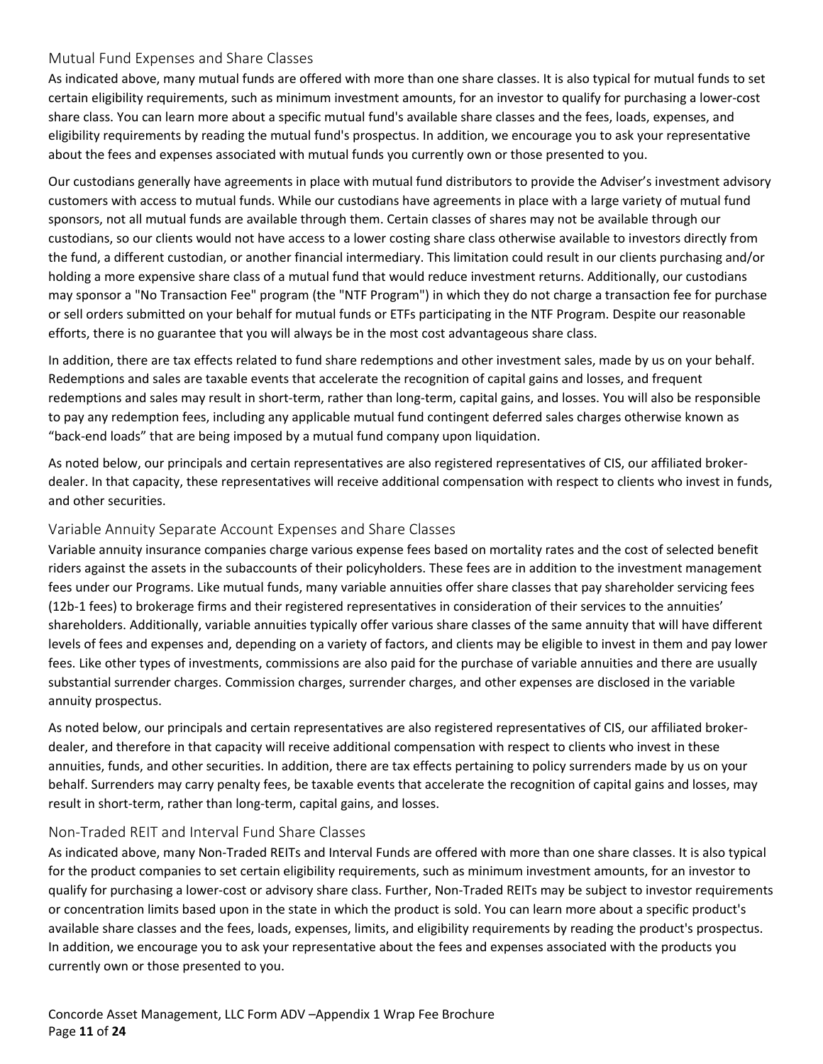### Mutual Fund Expenses and Share Classes

As indicated above, many mutual funds are offered with more than one share classes. It is also typical for mutual funds to set certain eligibility requirements, such as minimum investment amounts, for an investor to qualify for purchasing a lower-cost share class. You can learn more about a specific mutual fund's available share classes and the fees, loads, expenses, and eligibility requirements by reading the mutual fund's prospectus. In addition, we encourage you to ask your representative about the fees and expenses associated with mutual funds you currently own or those presented to you.

Our custodians generally have agreements in place with mutual fund distributors to provide the Adviser's investment advisory customers with access to mutual funds. While our custodians have agreements in place with a large variety of mutual fund sponsors, not all mutual funds are available through them. Certain classes of shares may not be available through our custodians, so our clients would not have access to a lower costing share class otherwise available to investors directly from the fund, a different custodian, or another financial intermediary. This limitation could result in our clients purchasing and/or holding a more expensive share class of a mutual fund that would reduce investment returns. Additionally, our custodians may sponsor a "No Transaction Fee" program (the "NTF Program") in which they do not charge a transaction fee for purchase or sell orders submitted on your behalf for mutual funds or ETFs participating in the NTF Program. Despite our reasonable efforts, there is no guarantee that you will always be in the most cost advantageous share class.

In addition, there are tax effects related to fund share redemptions and other investment sales, made by us on your behalf. Redemptions and sales are taxable events that accelerate the recognition of capital gains and losses, and frequent redemptions and sales may result in short-term, rather than long-term, capital gains, and losses. You will also be responsible to pay any redemption fees, including any applicable mutual fund contingent deferred sales charges otherwise known as "back-end loads" that are being imposed by a mutual fund company upon liquidation.

As noted below, our principals and certain representatives are also registered representatives of CIS, our affiliated broker-dealer. In that capacity, these representatives will receive additional compensation with respect to clients who invest in funds, and other securities.

### Variable Annuity Separate Account Expenses and Share Classes

Variable annuity insurance companies charge various expense fees based on mortality rates and the cost of selected benefit riders against the assets in the subaccounts of their policyholders. These fees are in addition to the investment management fees under our Programs. Like mutual funds, many variable annuities offer share classes that pay shareholder servicing fees (12b-1 fees) to brokerage firms and their registered representatives in consideration of their services to the annuities' shareholders. Additionally, variable annuities typically offer various share classes of the same annuity that will have different levels of fees and expenses and, depending on a variety of factors, and clients may be eligible to invest in them and pay lower fees. Like other types of investments, commissions are also paid for the purchase of variable annuities and there are usually substantial surrender charges. Commission charges, surrender charges, and other expenses are disclosed in the variable annuity prospectus.

As noted below, our principals and certain representatives are also registered representatives of CIS, our affiliated broker-dealer, and therefore in that capacity will receive additional compensation with respect to clients who invest in these annuities, funds, and other securities. In addition, there are tax effects pertaining to policy surrenders made by us on your behalf. Surrenders may carry penalty fees, be taxable events that accelerate the recognition of capital gains and losses, may result in short-term, rather than long-term, capital gains, and losses.

### Non-Traded REIT and Interval Fund Share Classes

As indicated above, many Non-Traded REITs and Interval Funds are offered with more than one share classes. It is also typical for the product companies to set certain eligibility requirements, such as minimum investment amounts, for an investor to qualify for purchasing a lower-cost or advisory share class. Further, Non-Traded REITs may be subject to investor requirements or concentration limits based upon in the state in which the product is sold. You can learn more about a specific product's available share classes and the fees, loads, expenses, limits, and eligibility requirements by reading the product's prospectus. In addition, we encourage you to ask your representative about the fees and expenses associated with the products you currently own or those presented to you.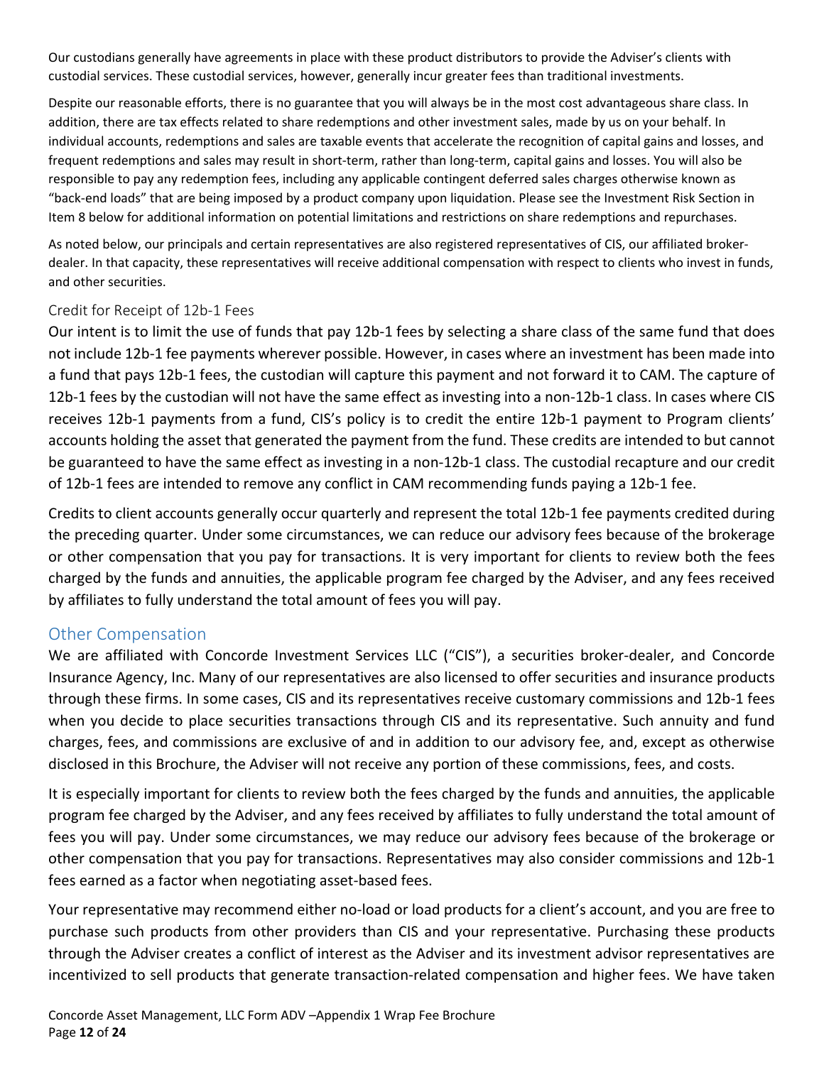Our custodians generally have agreements in place with these product distributors to provide the Adviser's clients with custodial services. These custodial services, however, generally incur greater fees than traditional investments.

Despite our reasonable efforts, there is no guarantee that you will always be in the most cost advantageous share class. In addition, there are tax effects related to share redemptions and other investment sales, made by us on your behalf. In individual accounts, redemptions and sales are taxable events that accelerate the recognition of capital gains and losses, and frequent redemptions and sales may result in short-term, rather than long-term, capital gains and losses. You will also be responsible to pay any redemption fees, including any applicable contingent deferred sales charges otherwise known as "back-end loads" that are being imposed by a product company upon liquidation. Please see the Investment Risk Section in Item 8 below for additional information on potential limitations and restrictions on share redemptions and repurchases.

As noted below, our principals and certain representatives are also registered representatives of CIS, our affiliated broker-dealer. In that capacity, these representatives will receive additional compensation with respect to clients who invest in funds, and other securities.

### Credit for Receipt of 12b-1 Fees

Our intent is to limit the use of funds that pay 12b-1 fees by selecting a share class of the same fund that does not include 12b-1 fee payments wherever possible. However, in cases where an investment has been made into a fund that pays 12b-1 fees, the custodian will capture this payment and not forward it to CAM. The capture of 12b-1 fees by the custodian will not have the same effect as investing into a non-12b-1 class. In cases where CIS receives 12b-1 payments from a fund, CIS's policy is to credit the entire 12b-1 payment to Program clients' accounts holding the asset that generated the payment from the fund. These credits are intended to but cannot be guaranteed to have the same effect as investing in a non-12b-1 class. The custodial recapture and our credit of 12b-1 fees are intended to remove any conflict in CAM recommending funds paying a 12b-1 fee.

Credits to client accounts generally occur quarterly and represent the total 12b-1 fee payments credited during the preceding quarter. Under some circumstances, we can reduce our advisory fees because of the brokerage or other compensation that you pay for transactions. It is very important for clients to review both the fees charged by the funds and annuities, the applicable program fee charged by the Adviser, and any fees received by affiliates to fully understand the total amount of fees you will pay.

## Other Compensation

We are affiliated with Concorde Investment Services LLC ("CIS"), a securities broker-dealer, and Concorde Insurance Agency, Inc. Many of our representatives are also licensed to offer securities and insurance products through these firms. In some cases, CIS and its representatives receive customary commissions and 12b-1 fees when you decide to place securities transactions through CIS and its representative. Such annuity and fund charges, fees, and commissions are exclusive of and in addition to our advisory fee, and, except as otherwise disclosed in this Brochure, the Adviser will not receive any portion of these commissions, fees, and costs.

It is especially important for clients to review both the fees charged by the funds and annuities, the applicable program fee charged by the Adviser, and any fees received by affiliates to fully understand the total amount of fees you will pay. Under some circumstances, we may reduce our advisory fees because of the brokerage or other compensation that you pay for transactions. Representatives may also consider commissions and 12b-1 fees earned as a factor when negotiating asset-based fees.

Your representative may recommend either no-load or load products for a client's account, and you are free to purchase such products from other providers than CIS and your representative. Purchasing these products through the Adviser creates a conflict of interest as the Adviser and its investment advisor representatives are incentivized to sell products that generate transaction-related compensation and higher fees. We have taken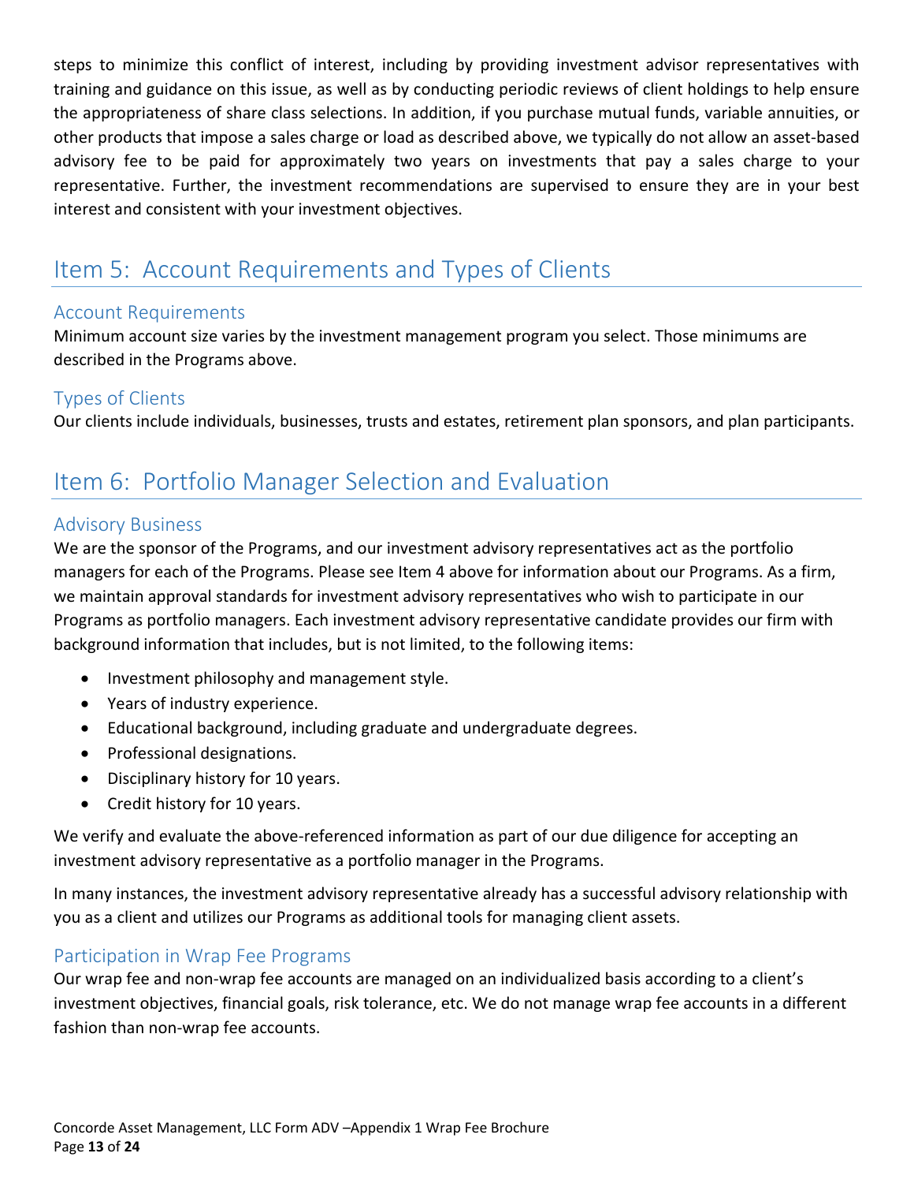steps to minimize this conflict of interest, including by providing investment advisor representatives with training and guidance on this issue, as well as by conducting periodic reviews of client holdings to help ensure the appropriateness of share class selections. In addition, if you purchase mutual funds, variable annuities, or other products that impose a sales charge or load as described above, we typically do not allow an asset-based advisory fee to be paid for approximately two years on investments that pay a sales charge to your representative. Further, the investment recommendations are supervised to ensure they are in your best interest and consistent with your investment objectives.

# Item 5: Account Requirements and Types of Clients

## Account Requirements

Minimum account size varies by the investment management program you select. Those minimums are described in the Programs above.

## Types of Clients

Our clients include individuals, businesses, trusts and estates, retirement plan sponsors, and plan participants.

# Item 6: Portfolio Manager Selection and Evaluation

## Advisory Business

We are the sponsor of the Programs, and our investment advisory representatives act as the portfolio managers for each of the Programs. Please see Item 4 above for information about our Programs. As a firm, we maintain approval standards for investment advisory representatives who wish to participate in our Programs as portfolio managers. Each investment advisory representative candidate provides our firm with background information that includes, but is not limited, to the following items:

- Investment philosophy and management style.
- Years of industry experience.
- Educational background, including graduate and undergraduate degrees.
- Professional designations.
- Disciplinary history for 10 years.
- Credit history for 10 years.

We verify and evaluate the above-referenced information as part of our due diligence for accepting an investment advisory representative as a portfolio manager in the Programs.

In many instances, the investment advisory representative already has a successful advisory relationship with you as a client and utilizes our Programs as additional tools for managing client assets.

## Participation in Wrap Fee Programs

Our wrap fee and non-wrap fee accounts are managed on an individualized basis according to a client's investment objectives, financial goals, risk tolerance, etc. We do not manage wrap fee accounts in a different fashion than non-wrap fee accounts.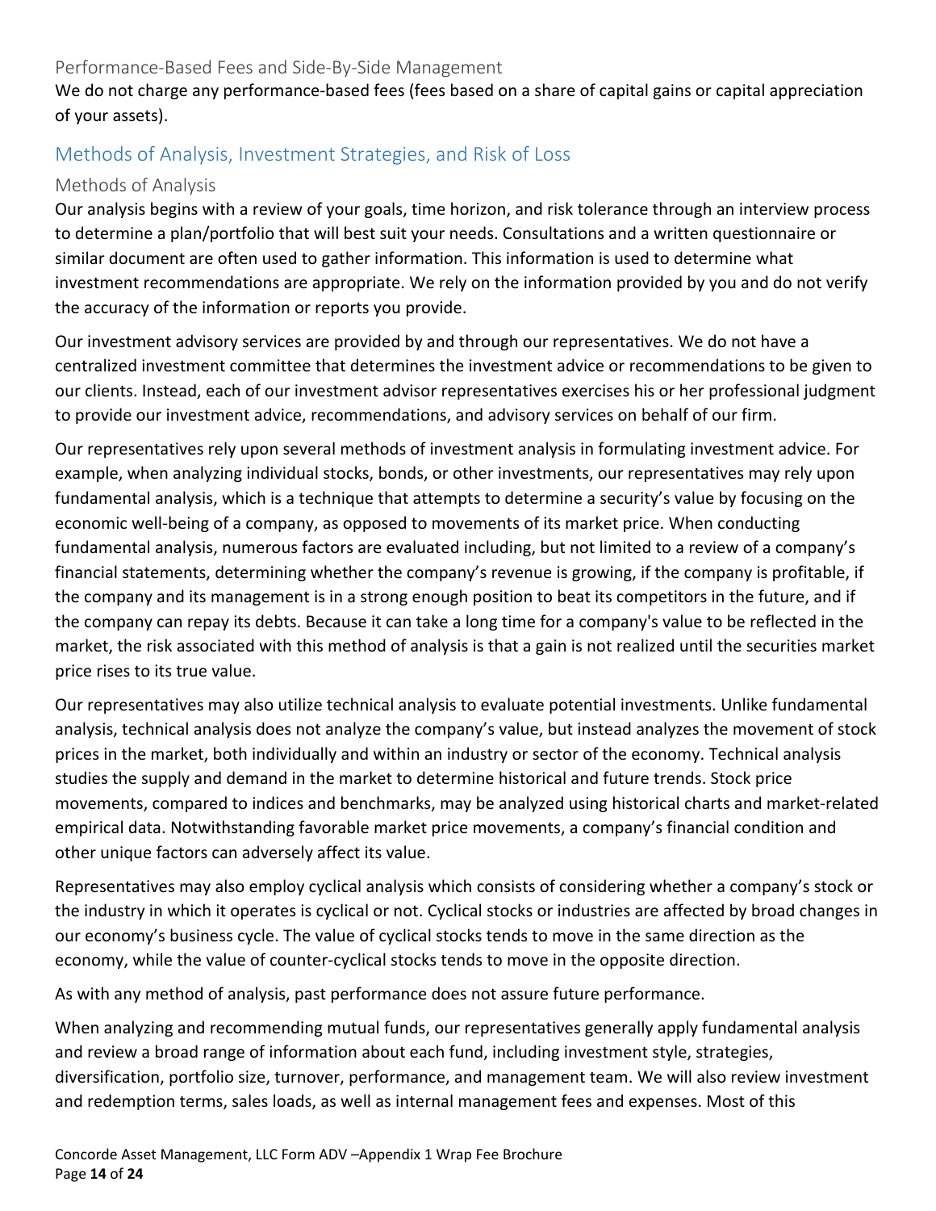### Performance-Based Fees and Side-By-Side Management

We do not charge any performance-based fees (fees based on a share of capital gains or capital appreciation of your assets).

## Methods of Analysis, Investment Strategies, and Risk of Loss

### Methods of Analysis

Our analysis begins with a review of your goals, time horizon, and risk tolerance through an interview process to determine a plan/portfolio that will best suit your needs. Consultations and a written questionnaire or similar document are often used to gather information. This information is used to determine what investment recommendations are appropriate. We rely on the information provided by you and do not verify the accuracy of the information or reports you provide.

Our investment advisory services are provided by and through our representatives. We do not have a centralized investment committee that determines the investment advice or recommendations to be given to our clients. Instead, each of our investment advisor representatives exercises his or her professional judgment to provide our investment advice, recommendations, and advisory services on behalf of our firm.

Our representatives rely upon several methods of investment analysis in formulating investment advice. For example, when analyzing individual stocks, bonds, or other investments, our representatives may rely upon fundamental analysis, which is a technique that attempts to determine a security's value by focusing on the economic well-being of a company, as opposed to movements of its market price. When conducting fundamental analysis, numerous factors are evaluated including, but not limited to a review of a company's financial statements, determining whether the company's revenue is growing, if the company is profitable, if the company and its management is in a strong enough position to beat its competitors in the future, and if the company can repay its debts. Because it can take a long time for a company's value to be reflected in the market, the risk associated with this method of analysis is that a gain is not realized until the securities market price rises to its true value.

Our representatives may also utilize technical analysis to evaluate potential investments. Unlike fundamental analysis, technical analysis does not analyze the company's value, but instead analyzes the movement of stock prices in the market, both individually and within an industry or sector of the economy. Technical analysis studies the supply and demand in the market to determine historical and future trends. Stock price movements, compared to indices and benchmarks, may be analyzed using historical charts and market-related empirical data. Notwithstanding favorable market price movements, a company's financial condition and other unique factors can adversely affect its value.

Representatives may also employ cyclical analysis which consists of considering whether a company's stock or the industry in which it operates is cyclical or not. Cyclical stocks or industries are affected by broad changes in our economy's business cycle. The value of cyclical stocks tends to move in the same direction as the economy, while the value of counter-cyclical stocks tends to move in the opposite direction.

As with any method of analysis, past performance does not assure future performance.

When analyzing and recommending mutual funds, our representatives generally apply fundamental analysis and review a broad range of information about each fund, including investment style, strategies, diversification, portfolio size, turnover, performance, and management team. We will also review investment and redemption terms, sales loads, as well as internal management fees and expenses. Most of this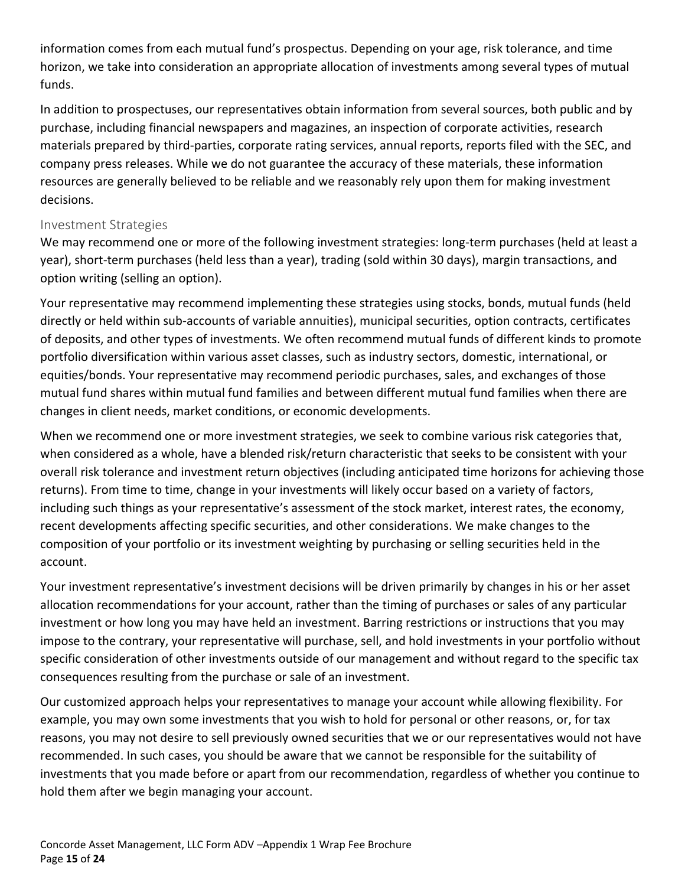information comes from each mutual fund's prospectus. Depending on your age, risk tolerance, and time horizon, we take into consideration an appropriate allocation of investments among several types of mutual funds.

In addition to prospectuses, our representatives obtain information from several sources, both public and by purchase, including financial newspapers and magazines, an inspection of corporate activities, research materials prepared by third-parties, corporate rating services, annual reports, reports filed with the SEC, and company press releases. While we do not guarantee the accuracy of these materials, these information resources are generally believed to be reliable and we reasonably rely upon them for making investment decisions.

### Investment Strategies

We may recommend one or more of the following investment strategies: long-term purchases (held at least a year), short-term purchases (held less than a year), trading (sold within 30 days), margin transactions, and option writing (selling an option).

Your representative may recommend implementing these strategies using stocks, bonds, mutual funds (held directly or held within sub-accounts of variable annuities), municipal securities, option contracts, certificates of deposits, and other types of investments. We often recommend mutual funds of different kinds to promote portfolio diversification within various asset classes, such as industry sectors, domestic, international, or equities/bonds. Your representative may recommend periodic purchases, sales, and exchanges of those mutual fund shares within mutual fund families and between different mutual fund families when there are changes in client needs, market conditions, or economic developments.

When we recommend one or more investment strategies, we seek to combine various risk categories that, when considered as a whole, have a blended risk/return characteristic that seeks to be consistent with your overall risk tolerance and investment return objectives (including anticipated time horizons for achieving those returns). From time to time, change in your investments will likely occur based on a variety of factors, including such things as your representative's assessment of the stock market, interest rates, the economy, recent developments affecting specific securities, and other considerations. We make changes to the composition of your portfolio or its investment weighting by purchasing or selling securities held in the account.

Your investment representative's investment decisions will be driven primarily by changes in his or her asset allocation recommendations for your account, rather than the timing of purchases or sales of any particular investment or how long you may have held an investment. Barring restrictions or instructions that you may impose to the contrary, your representative will purchase, sell, and hold investments in your portfolio without specific consideration of other investments outside of our management and without regard to the specific tax consequences resulting from the purchase or sale of an investment.

Our customized approach helps your representatives to manage your account while allowing flexibility. For example, you may own some investments that you wish to hold for personal or other reasons, or, for tax reasons, you may not desire to sell previously owned securities that we or our representatives would not have recommended. In such cases, you should be aware that we cannot be responsible for the suitability of investments that you made before or apart from our recommendation, regardless of whether you continue to hold them after we begin managing your account.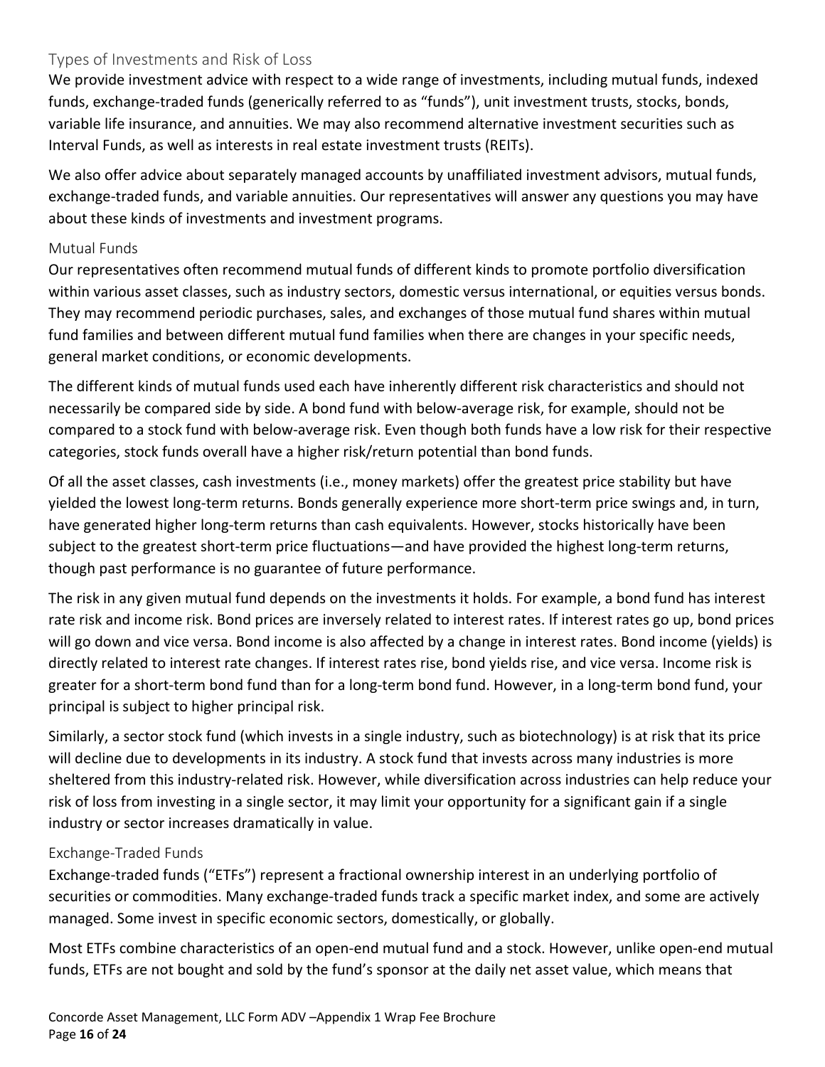## Types of Investments and Risk of Loss

We provide investment advice with respect to a wide range of investments, including mutual funds, indexed funds, exchange-traded funds (generically referred to as "funds"), unit investment trusts, stocks, bonds, variable life insurance, and annuities. We may also recommend alternative investment securities such as Interval Funds, as well as interests in real estate investment trusts (REITs).

We also offer advice about separately managed accounts by unaffiliated investment advisors, mutual funds, exchange-traded funds, and variable annuities. Our representatives will answer any questions you may have about these kinds of investments and investment programs.

### Mutual Funds

Our representatives often recommend mutual funds of different kinds to promote portfolio diversification within various asset classes, such as industry sectors, domestic versus international, or equities versus bonds. They may recommend periodic purchases, sales, and exchanges of those mutual fund shares within mutual fund families and between different mutual fund families when there are changes in your specific needs, general market conditions, or economic developments.

The different kinds of mutual funds used each have inherently different risk characteristics and should not necessarily be compared side by side. A bond fund with below-average risk, for example, should not be compared to a stock fund with below-average risk. Even though both funds have a low risk for their respective categories, stock funds overall have a higher risk/return potential than bond funds.

Of all the asset classes, cash investments (i.e., money markets) offer the greatest price stability but have yielded the lowest long-term returns. Bonds generally experience more short-term price swings and, in turn, have generated higher long-term returns than cash equivalents. However, stocks historically have been subject to the greatest short-term price fluctuations—and have provided the highest long-term returns, though past performance is no guarantee of future performance.

The risk in any given mutual fund depends on the investments it holds. For example, a bond fund has interest rate risk and income risk. Bond prices are inversely related to interest rates. If interest rates go up, bond prices will go down and vice versa. Bond income is also affected by a change in interest rates. Bond income (yields) is directly related to interest rate changes. If interest rates rise, bond yields rise, and vice versa. Income risk is greater for a short-term bond fund than for a long-term bond fund. However, in a long-term bond fund, your principal is subject to higher principal risk.

Similarly, a sector stock fund (which invests in a single industry, such as biotechnology) is at risk that its price will decline due to developments in its industry. A stock fund that invests across many industries is more sheltered from this industry-related risk. However, while diversification across industries can help reduce your risk of loss from investing in a single sector, it may limit your opportunity for a significant gain if a single industry or sector increases dramatically in value.

### Exchange-Traded Funds

Exchange-traded funds ("ETFs") represent a fractional ownership interest in an underlying portfolio of securities or commodities. Many exchange-traded funds track a specific market index, and some are actively managed. Some invest in specific economic sectors, domestically, or globally.

Most ETFs combine characteristics of an open-end mutual fund and a stock. However, unlike open-end mutual funds, ETFs are not bought and sold by the fund's sponsor at the daily net asset value, which means that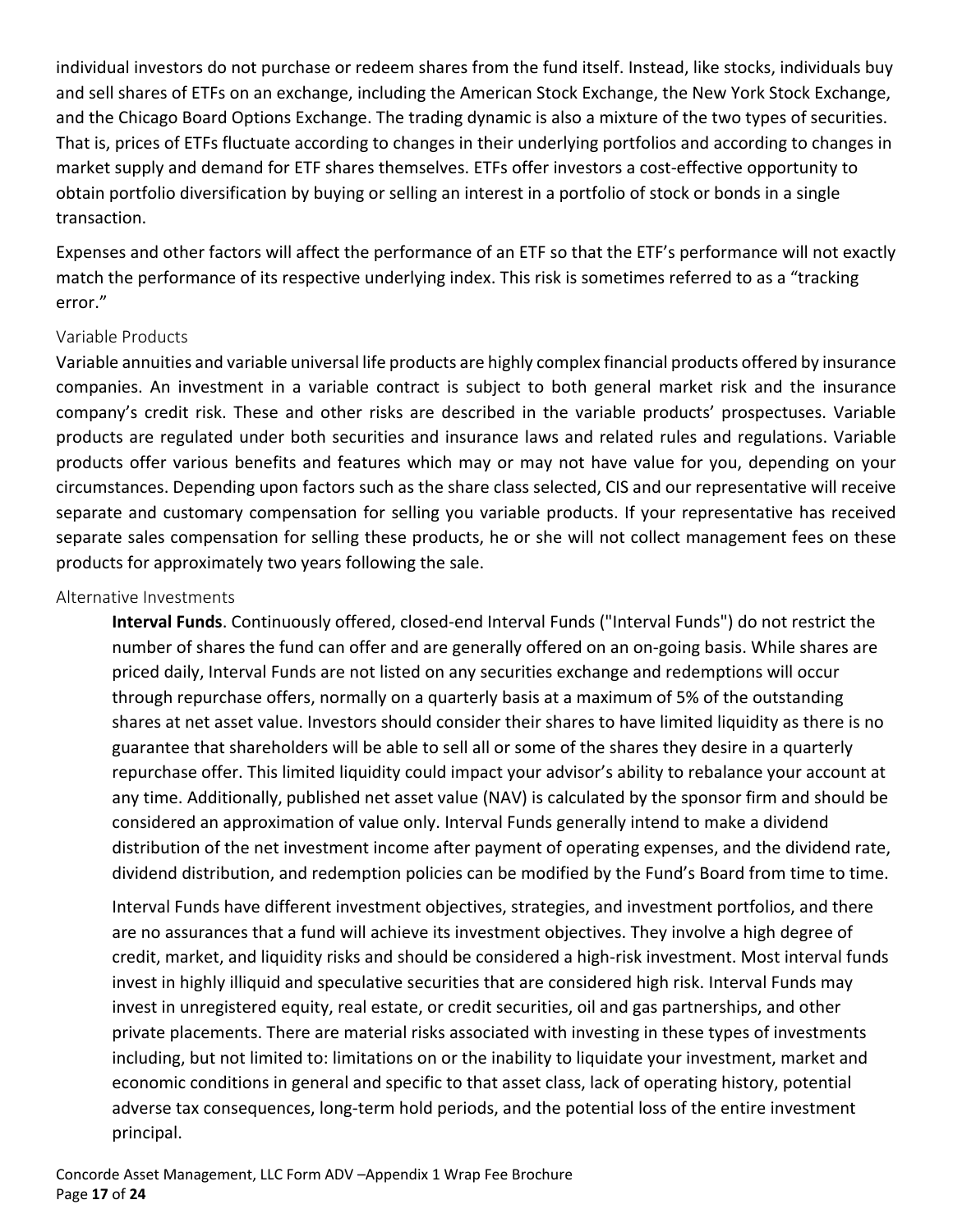individual investors do not purchase or redeem shares from the fund itself. Instead, like stocks, individuals buy and sell shares of ETFs on an exchange, including the American Stock Exchange, the New York Stock Exchange, and the Chicago Board Options Exchange. The trading dynamic is also a mixture of the two types of securities. That is, prices of ETFs fluctuate according to changes in their underlying portfolios and according to changes in market supply and demand for ETF shares themselves. ETFs offer investors a cost-effective opportunity to obtain portfolio diversification by buying or selling an interest in a portfolio of stock or bonds in a single transaction.

Expenses and other factors will affect the performance of an ETF so that the ETF's performance will not exactly match the performance of its respective underlying index. This risk is sometimes referred to as a "tracking error."

### Variable Products

Variable annuities and variable universal life products are highly complex financial products offered by insurance companies. An investment in a variable contract is subject to both general market risk and the insurance company's credit risk. These and other risks are described in the variable products' prospectuses. Variable products are regulated under both securities and insurance laws and related rules and regulations. Variable products offer various benefits and features which may or may not have value for you, depending on your circumstances. Depending upon factors such as the share class selected, CIS and our representative will receive separate and customary compensation for selling you variable products. If your representative has received separate sales compensation for selling these products, he or she will not collect management fees on these products for approximately two years following the sale.

### Alternative Investments

**Interval Funds**. Continuously offered, closed-end Interval Funds ("Interval Funds") do not restrict the number of shares the fund can offer and are generally offered on an on-going basis. While shares are priced daily, Interval Funds are not listed on any securities exchange and redemptions will occur through repurchase offers, normally on a quarterly basis at a maximum of 5% of the outstanding shares at net asset value. Investors should consider their shares to have limited liquidity as there is no guarantee that shareholders will be able to sell all or some of the shares they desire in a quarterly repurchase offer. This limited liquidity could impact your advisor's ability to rebalance your account at any time. Additionally, published net asset value (NAV) is calculated by the sponsor firm and should be considered an approximation of value only. Interval Funds generally intend to make a dividend distribution of the net investment income after payment of operating expenses, and the dividend rate, dividend distribution, and redemption policies can be modified by the Fund's Board from time to time.

Interval Funds have different investment objectives, strategies, and investment portfolios, and there are no assurances that a fund will achieve its investment objectives. They involve a high degree of credit, market, and liquidity risks and should be considered a high-risk investment. Most interval funds invest in highly illiquid and speculative securities that are considered high risk. Interval Funds may invest in unregistered equity, real estate, or credit securities, oil and gas partnerships, and other private placements. There are material risks associated with investing in these types of investments including, but not limited to: limitations on or the inability to liquidate your investment, market and economic conditions in general and specific to that asset class, lack of operating history, potential adverse tax consequences, long-term hold periods, and the potential loss of the entire investment principal.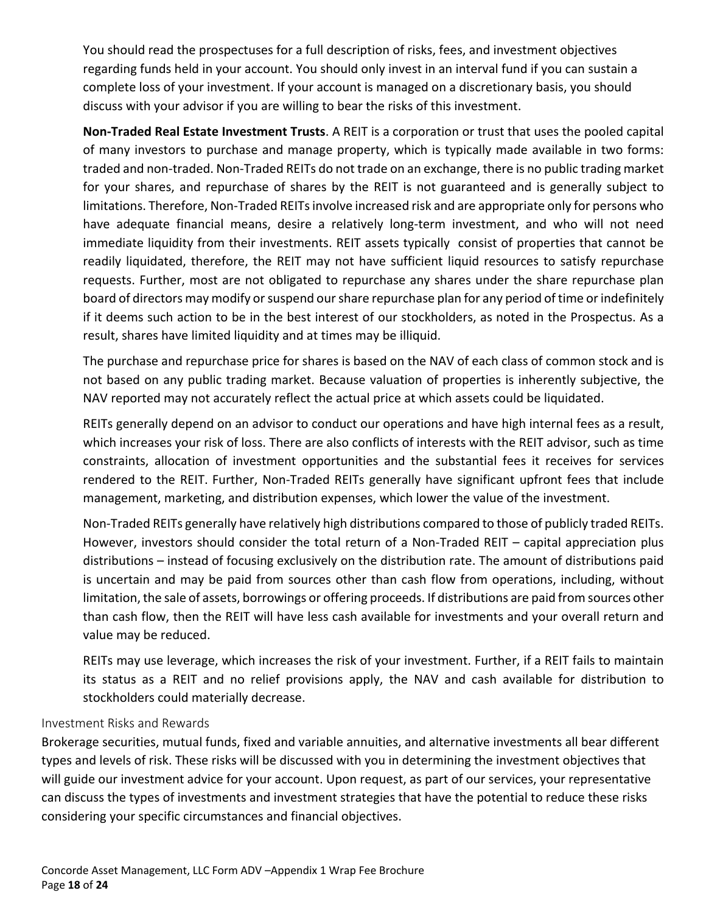You should read the prospectuses for a full description of risks, fees, and investment objectives regarding funds held in your account. You should only invest in an interval fund if you can sustain a complete loss of your investment. If your account is managed on a discretionary basis, you should discuss with your advisor if you are willing to bear the risks of this investment.

**Non-Traded Real Estate Investment Trusts**. A REIT is a corporation or trust that uses the pooled capital of many investors to purchase and manage property, which is typically made available in two forms: traded and non-traded. Non-Traded REITs do not trade on an exchange, there is no public trading market for your shares, and repurchase of shares by the REIT is not guaranteed and is generally subject to limitations. Therefore, Non-Traded REITs involve increased risk and are appropriate only for persons who have adequate financial means, desire a relatively long-term investment, and who will not need immediate liquidity from their investments. REIT assets typically consist of properties that cannot be readily liquidated, therefore, the REIT may not have sufficient liquid resources to satisfy repurchase requests. Further, most are not obligated to repurchase any shares under the share repurchase plan board of directors may modify or suspend our share repurchase plan for any period of time or indefinitely if it deems such action to be in the best interest of our stockholders, as noted in the Prospectus. As a result, shares have limited liquidity and at times may be illiquid.

The purchase and repurchase price for shares is based on the NAV of each class of common stock and is not based on any public trading market. Because valuation of properties is inherently subjective, the NAV reported may not accurately reflect the actual price at which assets could be liquidated.

REITs generally depend on an advisor to conduct our operations and have high internal fees as a result, which increases your risk of loss. There are also conflicts of interests with the REIT advisor, such as time constraints, allocation of investment opportunities and the substantial fees it receives for services rendered to the REIT. Further, Non-Traded REITs generally have significant upfront fees that include management, marketing, and distribution expenses, which lower the value of the investment.

Non-Traded REITs generally have relatively high distributions compared to those of publicly traded REITs. However, investors should consider the total return of a Non-Traded REIT – capital appreciation plus distributions – instead of focusing exclusively on the distribution rate. The amount of distributions paid is uncertain and may be paid from sources other than cash flow from operations, including, without limitation, the sale of assets, borrowings or offering proceeds. If distributions are paid from sources other than cash flow, then the REIT will have less cash available for investments and your overall return and value may be reduced.

REITs may use leverage, which increases the risk of your investment. Further, if a REIT fails to maintain its status as a REIT and no relief provisions apply, the NAV and cash available for distribution to stockholders could materially decrease.

### Investment Risks and Rewards

Brokerage securities, mutual funds, fixed and variable annuities, and alternative investments all bear different types and levels of risk. These risks will be discussed with you in determining the investment objectives that will guide our investment advice for your account. Upon request, as part of our services, your representative can discuss the types of investments and investment strategies that have the potential to reduce these risks considering your specific circumstances and financial objectives.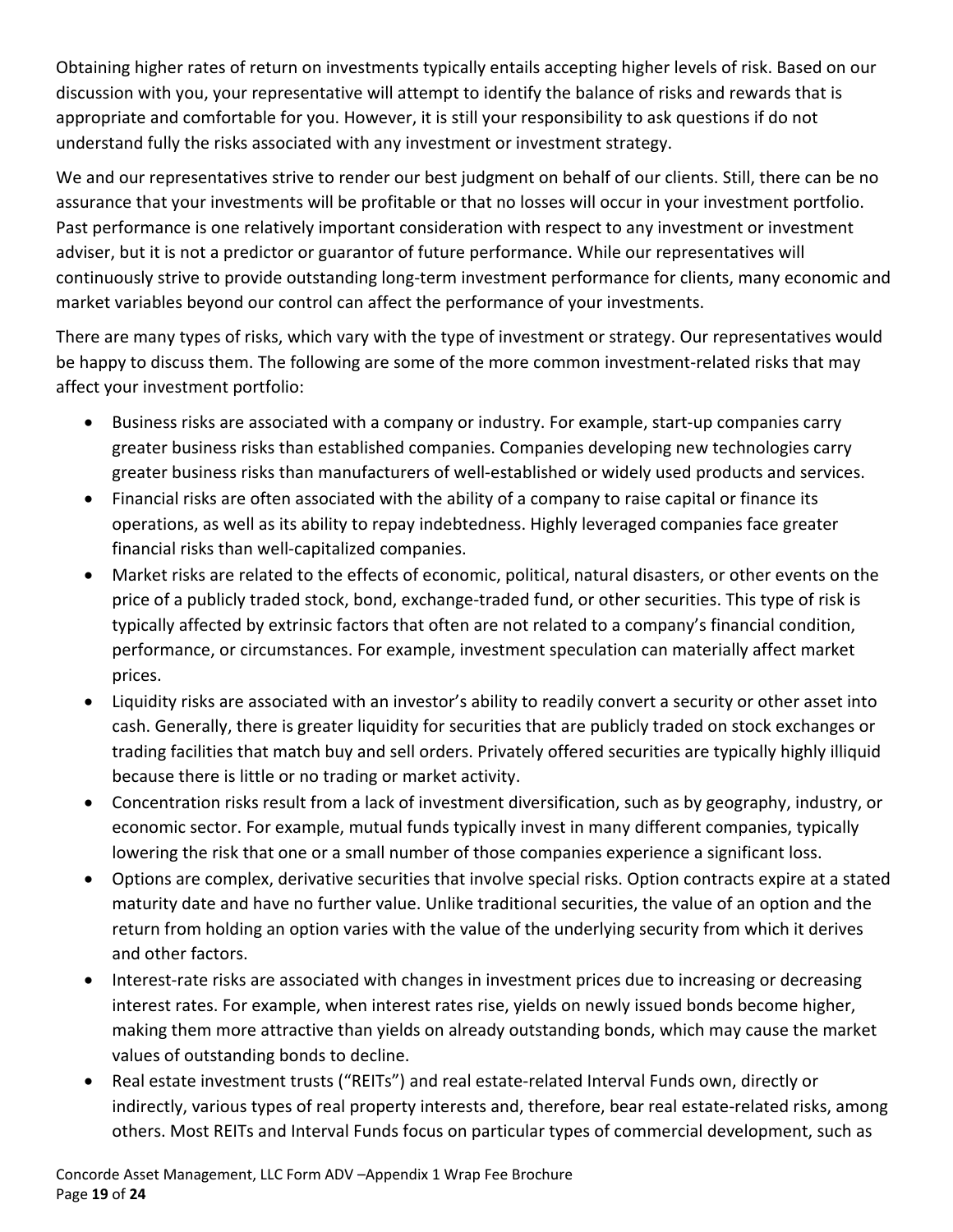Obtaining higher rates of return on investments typically entails accepting higher levels of risk. Based on our discussion with you, your representative will attempt to identify the balance of risks and rewards that is appropriate and comfortable for you. However, it is still your responsibility to ask questions if do not understand fully the risks associated with any investment or investment strategy.

We and our representatives strive to render our best judgment on behalf of our clients. Still, there can be no assurance that your investments will be profitable or that no losses will occur in your investment portfolio. Past performance is one relatively important consideration with respect to any investment or investment adviser, but it is not a predictor or guarantor of future performance. While our representatives will continuously strive to provide outstanding long-term investment performance for clients, many economic and market variables beyond our control can affect the performance of your investments.

There are many types of risks, which vary with the type of investment or strategy. Our representatives would be happy to discuss them. The following are some of the more common investment-related risks that may affect your investment portfolio:

- Business risks are associated with a company or industry. For example, start-up companies carry greater business risks than established companies. Companies developing new technologies carry greater business risks than manufacturers of well-established or widely used products and services.
- Financial risks are often associated with the ability of a company to raise capital or finance its operations, as well as its ability to repay indebtedness. Highly leveraged companies face greater financial risks than well-capitalized companies.
- Market risks are related to the effects of economic, political, natural disasters, or other events on the price of a publicly traded stock, bond, exchange-traded fund, or other securities. This type of risk is typically affected by extrinsic factors that often are not related to a company's financial condition, performance, or circumstances. For example, investment speculation can materially affect market prices.
- Liquidity risks are associated with an investor's ability to readily convert a security or other asset into cash. Generally, there is greater liquidity for securities that are publicly traded on stock exchanges or trading facilities that match buy and sell orders. Privately offered securities are typically highly illiquid because there is little or no trading or market activity.
- Concentration risks result from a lack of investment diversification, such as by geography, industry, or economic sector. For example, mutual funds typically invest in many different companies, typically lowering the risk that one or a small number of those companies experience a significant loss.
- Options are complex, derivative securities that involve special risks. Option contracts expire at a stated maturity date and have no further value. Unlike traditional securities, the value of an option and the return from holding an option varies with the value of the underlying security from which it derives and other factors.
- Interest-rate risks are associated with changes in investment prices due to increasing or decreasing interest rates. For example, when interest rates rise, yields on newly issued bonds become higher, making them more attractive than yields on already outstanding bonds, which may cause the market values of outstanding bonds to decline.
- Real estate investment trusts ("REITs") and real estate-related Interval Funds own, directly or indirectly, various types of real property interests and, therefore, bear real estate-related risks, among others. Most REITs and Interval Funds focus on particular types of commercial development, such as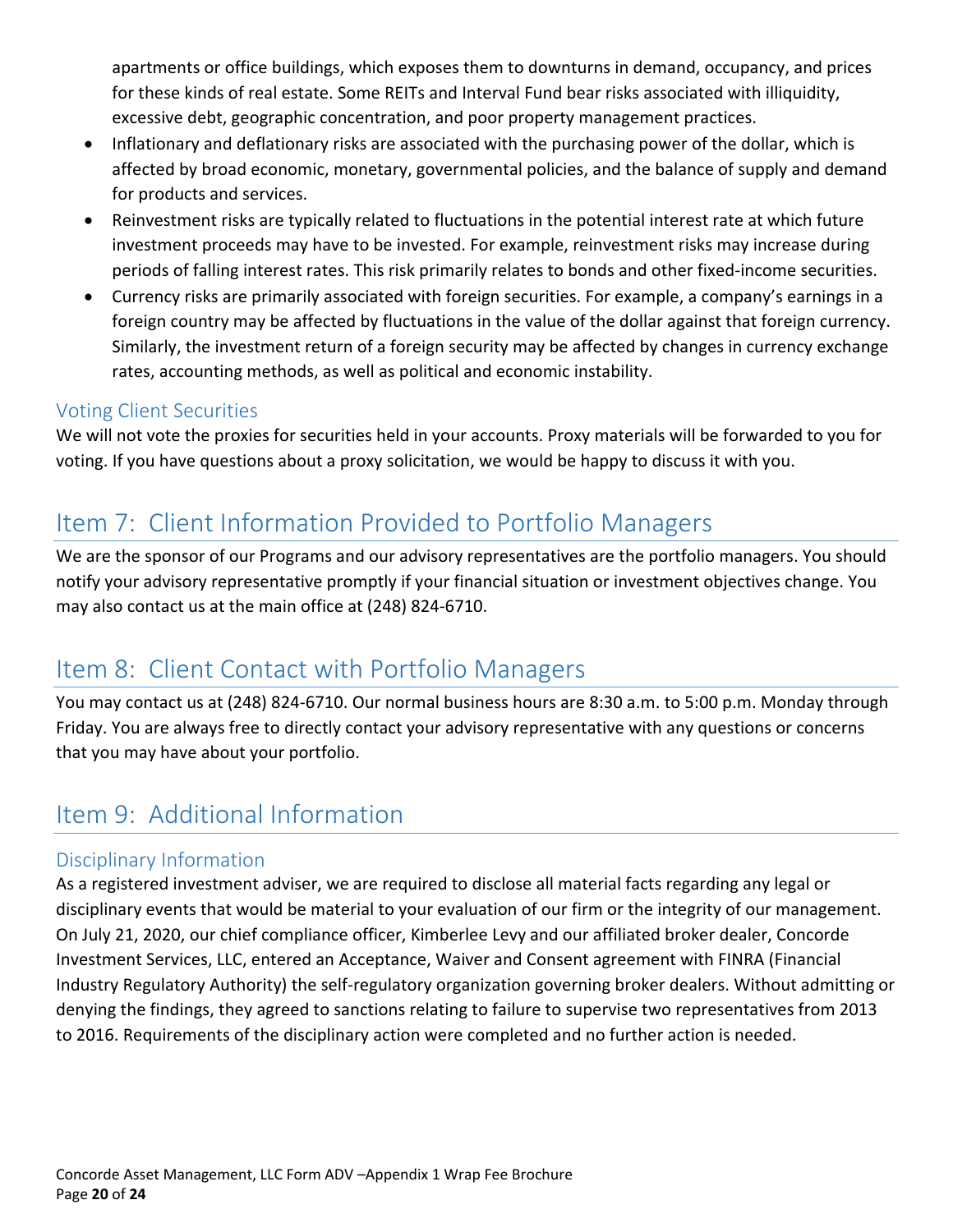apartments or office buildings, which exposes them to downturns in demand, occupancy, and prices for these kinds of real estate. Some REITs and Interval Fund bear risks associated with illiquidity, excessive debt, geographic concentration, and poor property management practices.

- Inflationary and deflationary risks are associated with the purchasing power of the dollar, which is affected by broad economic, monetary, governmental policies, and the balance of supply and demand for products and services.
- Reinvestment risks are typically related to fluctuations in the potential interest rate at which future investment proceeds may have to be invested. For example, reinvestment risks may increase during periods of falling interest rates. This risk primarily relates to bonds and other fixed-income securities.
- Currency risks are primarily associated with foreign securities. For example, a company's earnings in a foreign country may be affected by fluctuations in the value of the dollar against that foreign currency. Similarly, the investment return of a foreign security may be affected by changes in currency exchange rates, accounting methods, as well as political and economic instability.

### Voting Client Securities

We will not vote the proxies for securities held in your accounts. Proxy materials will be forwarded to you for voting. If you have questions about a proxy solicitation, we would be happy to discuss it with you.

## Item 7: Client Information Provided to Portfolio Managers

We are the sponsor of our Programs and our advisory representatives are the portfolio managers. You should notify your advisory representative promptly if your financial situation or investment objectives change. You may also contact us at the main office at (248) 824-6710.

## Item 8: Client Contact with Portfolio Managers

You may contact us at (248) 824-6710. Our normal business hours are 8:30 a.m. to 5:00 p.m. Monday through Friday. You are always free to directly contact your advisory representative with any questions or concerns that you may have about your portfolio.

## Item 9: Additional Information

### Disciplinary Information

As a registered investment adviser, we are required to disclose all material facts regarding any legal or disciplinary events that would be material to your evaluation of our firm or the integrity of our management. On July 21, 2020, our chief compliance officer, Kimberlee Levy and our affiliated broker dealer, Concorde Investment Services, LLC, entered an Acceptance, Waiver and Consent agreement with FINRA (Financial Industry Regulatory Authority) the self-regulatory organization governing broker dealers. Without admitting or denying the findings, they agreed to sanctions relating to failure to supervise two representatives from 2013 to 2016. Requirements of the disciplinary action were completed and no further action is needed.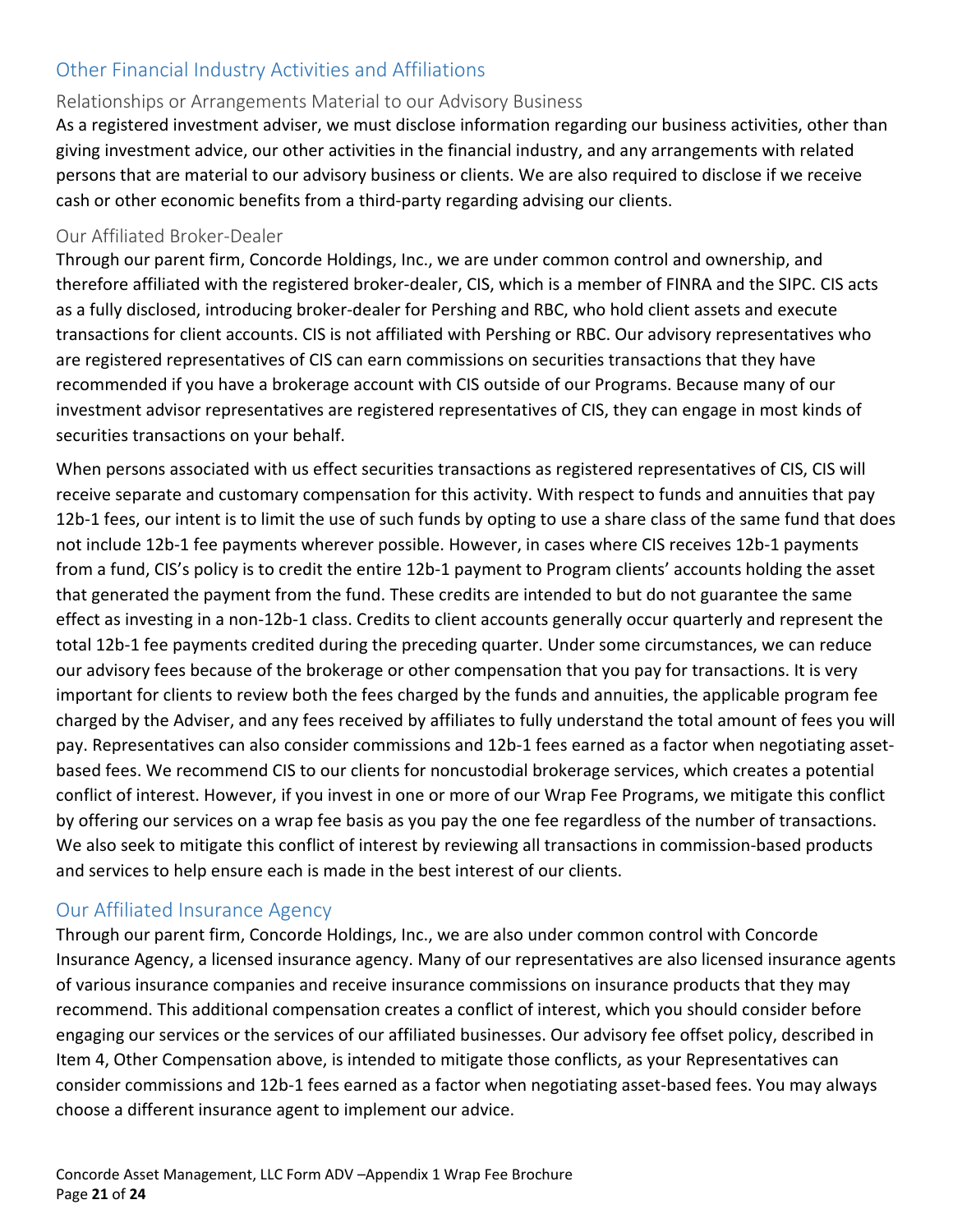## Other Financial Industry Activities and Affiliations

### Relationships or Arrangements Material to our Advisory Business

As a registered investment adviser, we must disclose information regarding our business activities, other than giving investment advice, our other activities in the financial industry, and any arrangements with related persons that are material to our advisory business or clients. We are also required to disclose if we receive cash or other economic benefits from a third-party regarding advising our clients.

### Our Affiliated Broker-Dealer

Through our parent firm, Concorde Holdings, Inc., we are under common control and ownership, and therefore affiliated with the registered broker-dealer, CIS, which is a member of FINRA and the SIPC. CIS acts as a fully disclosed, introducing broker-dealer for Pershing and RBC, who hold client assets and execute transactions for client accounts. CIS is not affiliated with Pershing or RBC. Our advisory representatives who are registered representatives of CIS can earn commissions on securities transactions that they have recommended if you have a brokerage account with CIS outside of our Programs. Because many of our investment advisor representatives are registered representatives of CIS, they can engage in most kinds of securities transactions on your behalf.

When persons associated with us effect securities transactions as registered representatives of CIS, CIS will receive separate and customary compensation for this activity. With respect to funds and annuities that pay 12b-1 fees, our intent is to limit the use of such funds by opting to use a share class of the same fund that does not include 12b-1 fee payments wherever possible. However, in cases where CIS receives 12b-1 payments from a fund, CIS's policy is to credit the entire 12b-1 payment to Program clients' accounts holding the asset that generated the payment from the fund. These credits are intended to but do not guarantee the same effect as investing in a non-12b-1 class. Credits to client accounts generally occur quarterly and represent the total 12b-1 fee payments credited during the preceding quarter. Under some circumstances, we can reduce our advisory fees because of the brokerage or other compensation that you pay for transactions. It is very important for clients to review both the fees charged by the funds and annuities, the applicable program fee charged by the Adviser, and any fees received by affiliates to fully understand the total amount of fees you will pay. Representatives can also consider commissions and 12b-1 fees earned as a factor when negotiating asset-based fees. We recommend CIS to our clients for noncustodial brokerage services, which creates a potential conflict of interest. However, if you invest in one or more of our Wrap Fee Programs, we mitigate this conflict by offering our services on a wrap fee basis as you pay the one fee regardless of the number of transactions. We also seek to mitigate this conflict of interest by reviewing all transactions in commission-based products and services to help ensure each is made in the best interest of our clients.

## Our Affiliated Insurance Agency

Through our parent firm, Concorde Holdings, Inc., we are also under common control with Concorde Insurance Agency, a licensed insurance agency. Many of our representatives are also licensed insurance agents of various insurance companies and receive insurance commissions on insurance products that they may recommend. This additional compensation creates a conflict of interest, which you should consider before engaging our services or the services of our affiliated businesses. Our advisory fee offset policy, described in Item 4, Other Compensation above, is intended to mitigate those conflicts, as your Representatives can consider commissions and 12b-1 fees earned as a factor when negotiating asset-based fees. You may always choose a different insurance agent to implement our advice.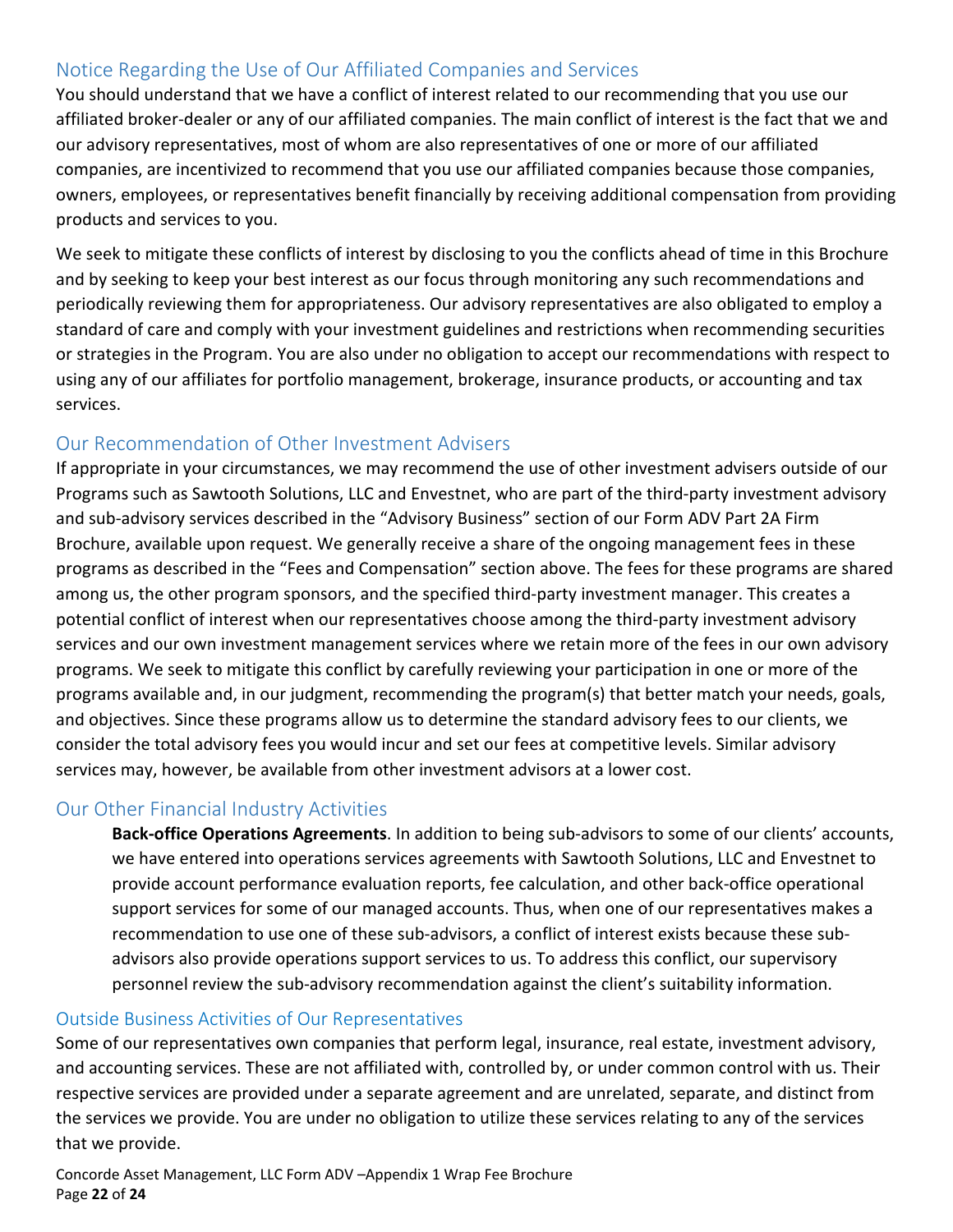## Notice Regarding the Use of Our Affiliated Companies and Services

You should understand that we have a conflict of interest related to our recommending that you use our affiliated broker-dealer or any of our affiliated companies. The main conflict of interest is the fact that we and our advisory representatives, most of whom are also representatives of one or more of our affiliated companies, are incentivized to recommend that you use our affiliated companies because those companies, owners, employees, or representatives benefit financially by receiving additional compensation from providing products and services to you.

We seek to mitigate these conflicts of interest by disclosing to you the conflicts ahead of time in this Brochure and by seeking to keep your best interest as our focus through monitoring any such recommendations and periodically reviewing them for appropriateness. Our advisory representatives are also obligated to employ a standard of care and comply with your investment guidelines and restrictions when recommending securities or strategies in the Program. You are also under no obligation to accept our recommendations with respect to using any of our affiliates for portfolio management, brokerage, insurance products, or accounting and tax services.

## Our Recommendation of Other Investment Advisers

If appropriate in your circumstances, we may recommend the use of other investment advisers outside of our Programs such as Sawtooth Solutions, LLC and Envestnet, who are part of the third-party investment advisory and sub-advisory services described in the "Advisory Business" section of our Form ADV Part 2A Firm Brochure, available upon request. We generally receive a share of the ongoing management fees in these programs as described in the "Fees and Compensation" section above. The fees for these programs are shared among us, the other program sponsors, and the specified third-party investment manager. This creates a potential conflict of interest when our representatives choose among the third-party investment advisory services and our own investment management services where we retain more of the fees in our own advisory programs. We seek to mitigate this conflict by carefully reviewing your participation in one or more of the programs available and, in our judgment, recommending the program(s) that better match your needs, goals, and objectives. Since these programs allow us to determine the standard advisory fees to our clients, we consider the total advisory fees you would incur and set our fees at competitive levels. Similar advisory services may, however, be available from other investment advisors at a lower cost.

## Our Other Financial Industry Activities

**Back-office Operations Agreements**. In addition to being sub-advisors to some of our clients' accounts, we have entered into operations services agreements with Sawtooth Solutions, LLC and Envestnet to provide account performance evaluation reports, fee calculation, and other back-office operational support services for some of our managed accounts. Thus, when one of our representatives makes a recommendation to use one of these sub-advisors, a conflict of interest exists because these sub-advisors also provide operations support services to us. To address this conflict, our supervisory personnel review the sub-advisory recommendation against the client's suitability information.

## Outside Business Activities of Our Representatives

Some of our representatives own companies that perform legal, insurance, real estate, investment advisory, and accounting services. These are not affiliated with, controlled by, or under common control with us. Their respective services are provided under a separate agreement and are unrelated, separate, and distinct from the services we provide. You are under no obligation to utilize these services relating to any of the services that we provide.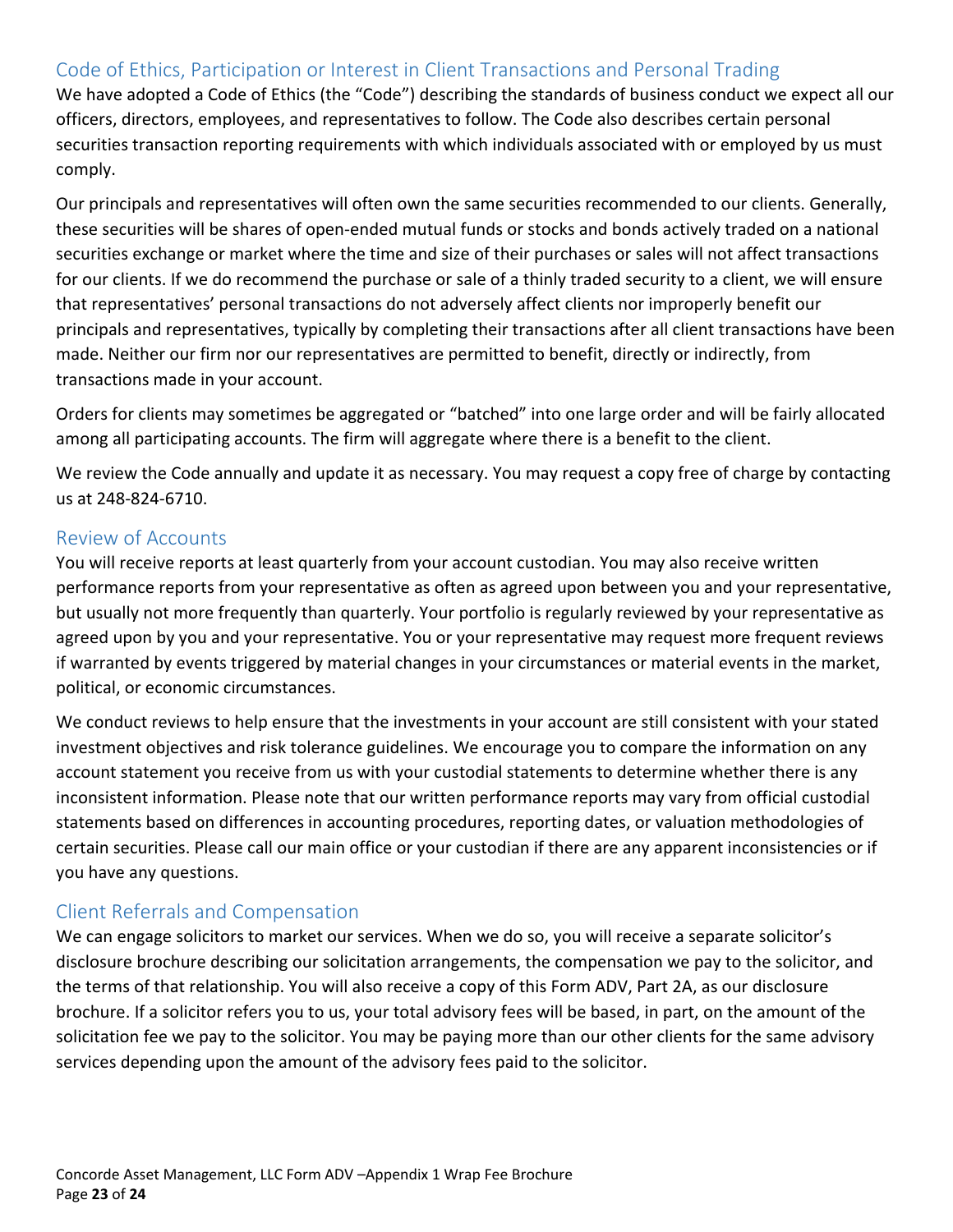## Code of Ethics, Participation or Interest in Client Transactions and Personal Trading

We have adopted a Code of Ethics (the "Code") describing the standards of business conduct we expect all our officers, directors, employees, and representatives to follow. The Code also describes certain personal securities transaction reporting requirements with which individuals associated with or employed by us must comply.

Our principals and representatives will often own the same securities recommended to our clients. Generally, these securities will be shares of open-ended mutual funds or stocks and bonds actively traded on a national securities exchange or market where the time and size of their purchases or sales will not affect transactions for our clients. If we do recommend the purchase or sale of a thinly traded security to a client, we will ensure that representatives' personal transactions do not adversely affect clients nor improperly benefit our principals and representatives, typically by completing their transactions after all client transactions have been made. Neither our firm nor our representatives are permitted to benefit, directly or indirectly, from transactions made in your account.

Orders for clients may sometimes be aggregated or "batched" into one large order and will be fairly allocated among all participating accounts. The firm will aggregate where there is a benefit to the client.

We review the Code annually and update it as necessary. You may request a copy free of charge by contacting us at 248-824-6710.

## Review of Accounts

You will receive reports at least quarterly from your account custodian. You may also receive written performance reports from your representative as often as agreed upon between you and your representative, but usually not more frequently than quarterly. Your portfolio is regularly reviewed by your representative as agreed upon by you and your representative. You or your representative may request more frequent reviews if warranted by events triggered by material changes in your circumstances or material events in the market, political, or economic circumstances.

We conduct reviews to help ensure that the investments in your account are still consistent with your stated investment objectives and risk tolerance guidelines. We encourage you to compare the information on any account statement you receive from us with your custodial statements to determine whether there is any inconsistent information. Please note that our written performance reports may vary from official custodial statements based on differences in accounting procedures, reporting dates, or valuation methodologies of certain securities. Please call our main office or your custodian if there are any apparent inconsistencies or if you have any questions.

## Client Referrals and Compensation

We can engage solicitors to market our services. When we do so, you will receive a separate solicitor's disclosure brochure describing our solicitation arrangements, the compensation we pay to the solicitor, and the terms of that relationship. You will also receive a copy of this Form ADV, Part 2A, as our disclosure brochure. If a solicitor refers you to us, your total advisory fees will be based, in part, on the amount of the solicitation fee we pay to the solicitor. You may be paying more than our other clients for the same advisory services depending upon the amount of the advisory fees paid to the solicitor.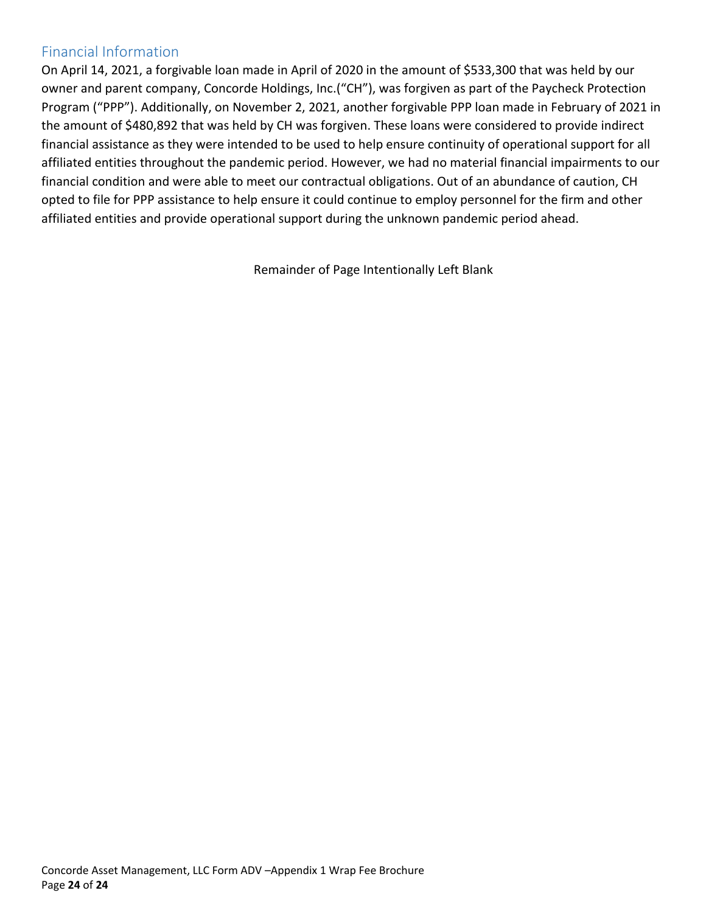## Financial Information

On April 14, 2021, a forgivable loan made in April of 2020 in the amount of $533,300 that was held by our owner and parent company, Concorde Holdings, Inc.("CH"), was forgiven as part of the Paycheck Protection Program ("PPP"). Additionally, on November 2, 2021, another forgivable PPP loan made in February of 2021 in the amount of $480,892 that was held by CH was forgiven. These loans were considered to provide indirect financial assistance as they were intended to be used to help ensure continuity of operational support for all affiliated entities throughout the pandemic period. However, we had no material financial impairments to our financial condition and were able to meet our contractual obligations. Out of an abundance of caution, CH opted to file for PPP assistance to help ensure it could continue to employ personnel for the firm and other affiliated entities and provide operational support during the unknown pandemic period ahead.

Remainder of Page Intentionally Left Blank